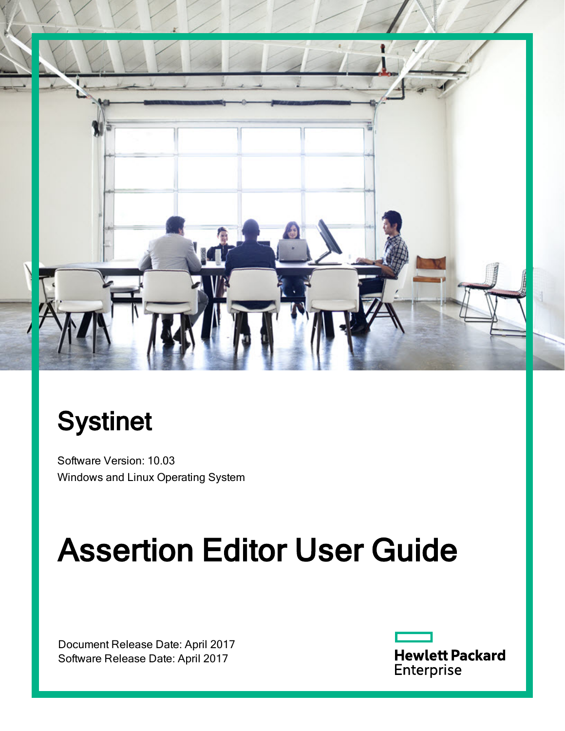# Systinet

Software Version: 10.03

Windows and Linux Operating System

# Assertion Editor User Guide

Document Release Date: April 2017

Software Release Date: April 2017

Hewlett Packard Enterprise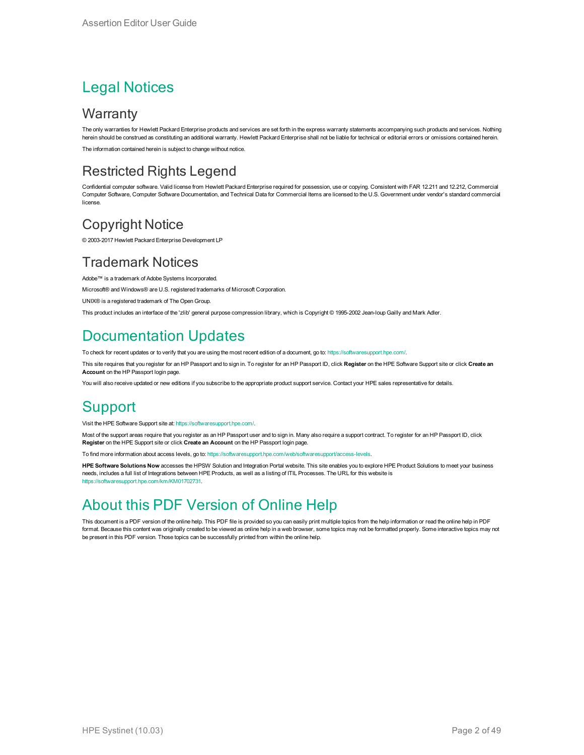# Legal Notices

## Warranty

The only warranties for Hewlett Packard Enterprise products and services are set forth in the express warranty statements accompanying such products and services. Nothing herein should be construed as constituting an additional warranty. Hewlett Packard Enterprise shall not be liable for technical or editorial errors or omissions contained herein.

The information contained herein is subject to change without notice.

## Restricted Rights Legend

Confidential computer software. Valid license from Hewlett Packard Enterprise required for possession, use or copying. Consistent with FAR 12.211 and 12.212, Commercial Computer Software, Computer Software Documentation, and Technical Data for Commercial Items are licensed to the U.S. Government under vendor's standard commercial license.

## Copyright Notice

© 2003-2017 Hewlett Packard Enterprise Development LP

## Trademark Notices

Adobe™ is a trademark of Adobe Systems Incorporated.

Microsoft® and Windows® are U.S. registered trademarks of Microsoft Corporation.

UNIX® is a registered trademark of The Open Group.

This product includes an interface of the 'zlib' general purpose compression library, which is Copyright © 1995-2002 Jean-loup Gailly and Mark Adler.

# Documentation Updates

To check for recent updates or to verify that you are using the most recent edition of a document, go to: https://softwaresupport.hpe.com/.

This site requires that you register for an HP Passport and to sign in. To register for an HP Passport ID, click **Register** on the HPE Software Support site or click **Create an Account** on the HP Passport login page.

You will also receive updated or new editions if you subscribe to the appropriate product support service. Contact your HPE sales representative for details.

# Support

Visit the HPE Software Support site at: https://softwaresupport.hpe.com/.

Most of the support areas require that you register as an HP Passport user and to sign in. Many also require a support contract. To register for an HP Passport ID, click **Register** on the HPE Support site or click **Create an Account** on the HP Passport login page.

To find more information about access levels, go to: https://softwaresupport.hpe.com/web/softwaresupport/access-levels.

**HPE Software Solutions Now** accesses the HPSW Solution and Integration Portal website. This site enables you to explore HPE Product Solutions to meet your business needs, includes a full list of Integrations between HPE Products, as well as a listing of ITIL Processes. The URL for this website is https://softwaresupport.hpe.com/km/KM01702731.

# About this PDF Version of Online Help

This document is a PDF version of the online help. This PDF file is provided so you can easily print multiple topics from the help information or read the online help in PDF format. Because this content was originally created to be viewed as online help in a web browser, some topics may not be formatted properly. Some interactive topics may not be present in this PDF version. Those topics can be successfully printed from within the online help.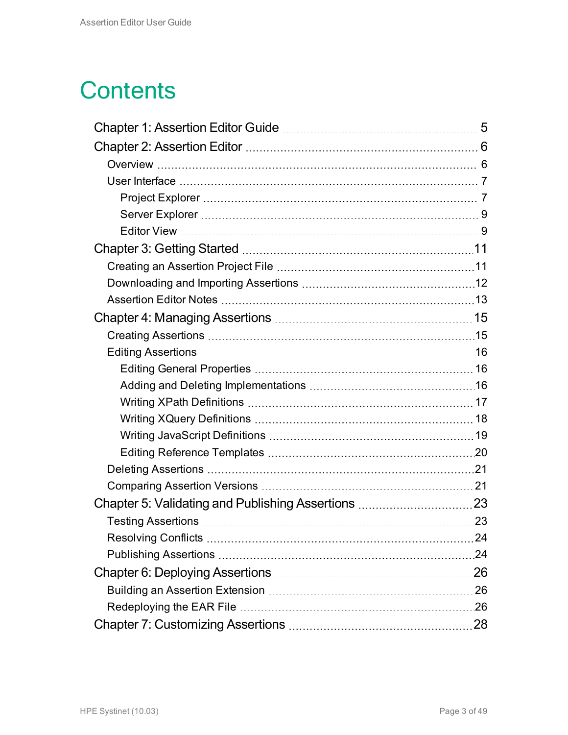# Contents

- Chapter 1: Assertion Editor Guide ....... 5
- Chapter 2: Assertion Editor ....... 6
  - Overview ....... 6
  - User Interface ....... 7
    - Project Explorer ....... 7
    - Server Explorer ....... 9
    - Editor View ....... 9
- Chapter 3: Getting Started ....... 11
  - Creating an Assertion Project File ....... 11
  - Downloading and Importing Assertions ....... 12
  - Assertion Editor Notes ....... 13
- Chapter 4: Managing Assertions ....... 15
  - Creating Assertions ....... 15
  - Editing Assertions ....... 16
    - Editing General Properties ....... 16
    - Adding and Deleting Implementations ....... 16
    - Writing XPath Definitions ....... 17
    - Writing XQuery Definitions ....... 18
    - Writing JavaScript Definitions ....... 19
    - Editing Reference Templates ....... 20
  - Deleting Assertions ....... 21
  - Comparing Assertion Versions ....... 21
- Chapter 5: Validating and Publishing Assertions ....... 23
  - Testing Assertions ....... 23
  - Resolving Conflicts ....... 24
  - Publishing Assertions ....... 24
- Chapter 6: Deploying Assertions ....... 26
  - Building an Assertion Extension ....... 26
  - Redeploying the EAR File ....... 26
- Chapter 7: Customizing Assertions ....... 28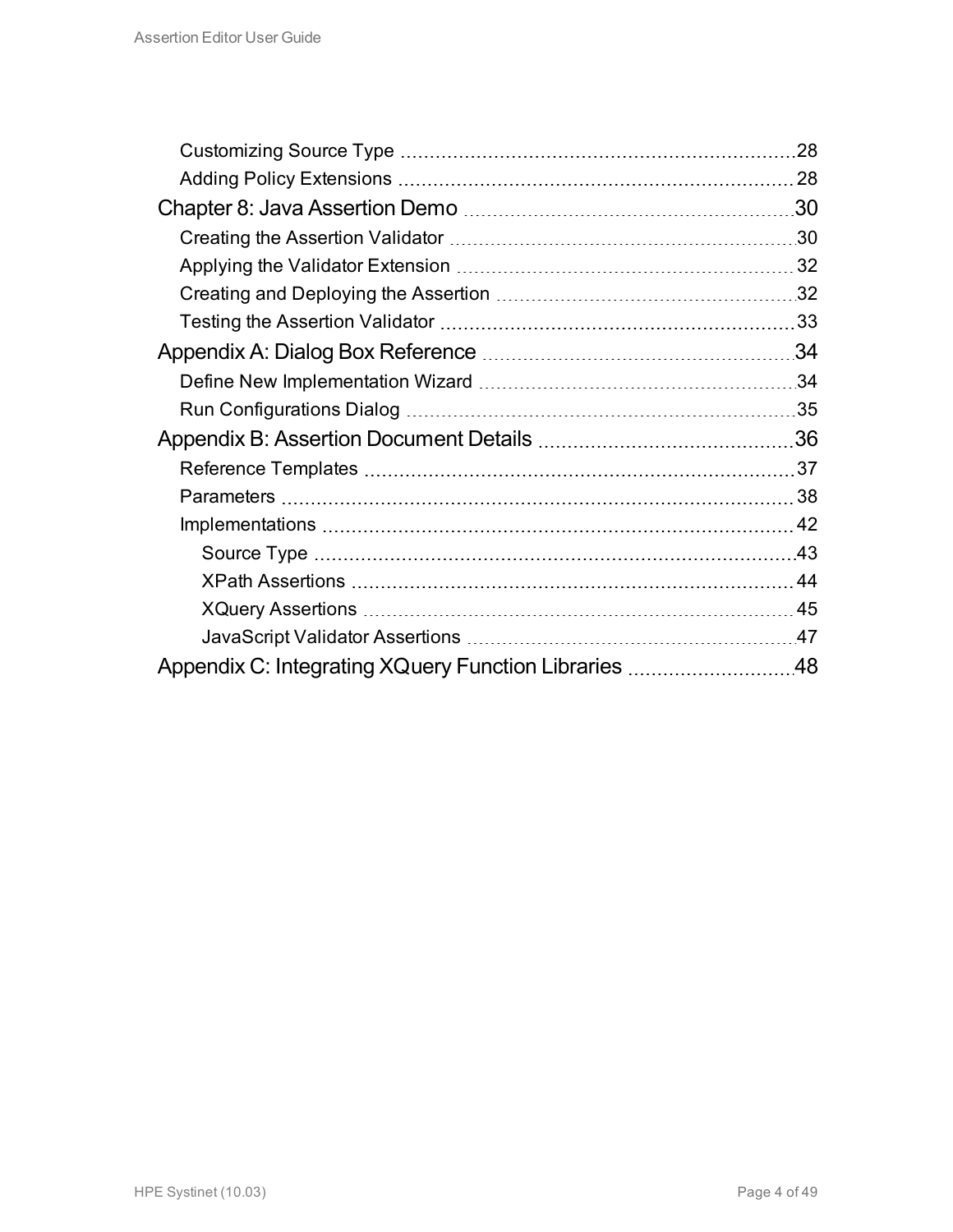- Customizing Source Type 28
- Adding Policy Extensions 28

Chapter 8: Java Assertion Demo 30

- Creating the Assertion Validator 30
- Applying the Validator Extension 32
- Creating and Deploying the Assertion 32
- Testing the Assertion Validator 33

Appendix A: Dialog Box Reference 34

- Define New Implementation Wizard 34
- Run Configurations Dialog 35

Appendix B: Assertion Document Details 36

- Reference Templates 37
- Parameters 38
- Implementations 42
  - Source Type 43
  - XPath Assertions 44
  - XQuery Assertions 45
  - JavaScript Validator Assertions 47

Appendix C: Integrating XQuery Function Libraries 48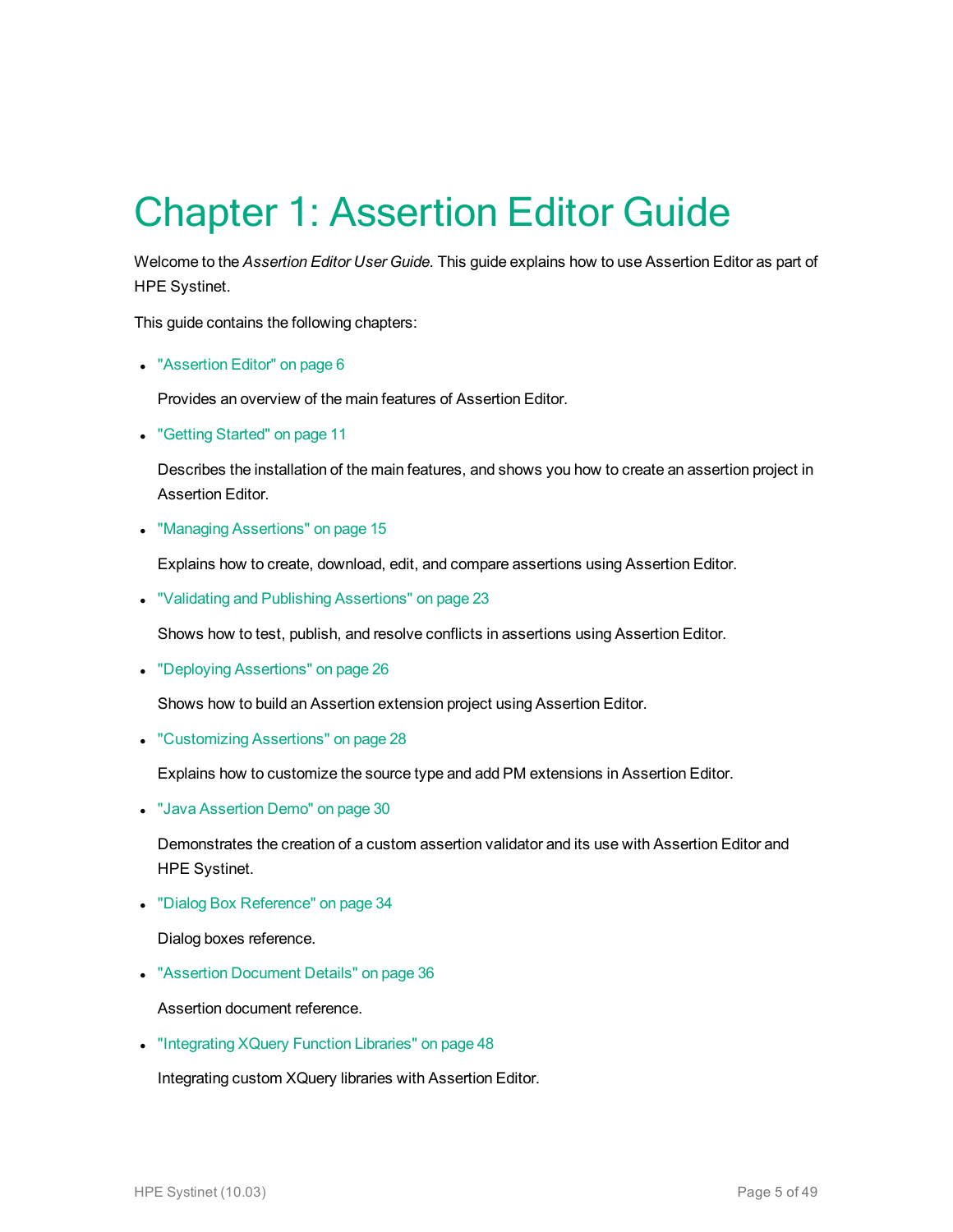# Chapter 1: Assertion Editor Guide

Welcome to the *Assertion Editor User Guide*. This guide explains how to use Assertion Editor as part of HPE Systinet.

This guide contains the following chapters:

- "Assertion Editor" on page 6

  Provides an overview of the main features of Assertion Editor.

- "Getting Started" on page 11

  Describes the installation of the main features, and shows you how to create an assertion project in Assertion Editor.

- "Managing Assertions" on page 15

  Explains how to create, download, edit, and compare assertions using Assertion Editor.

- "Validating and Publishing Assertions" on page 23

  Shows how to test, publish, and resolve conflicts in assertions using Assertion Editor.

- "Deploying Assertions" on page 26

  Shows how to build an Assertion extension project using Assertion Editor.

- "Customizing Assertions" on page 28

  Explains how to customize the source type and add PM extensions in Assertion Editor.

- "Java Assertion Demo" on page 30

  Demonstrates the creation of a custom assertion validator and its use with Assertion Editor and HPE Systinet.

- "Dialog Box Reference" on page 34

  Dialog boxes reference.

- "Assertion Document Details" on page 36

  Assertion document reference.

- "Integrating XQuery Function Libraries" on page 48

  Integrating custom XQuery libraries with Assertion Editor.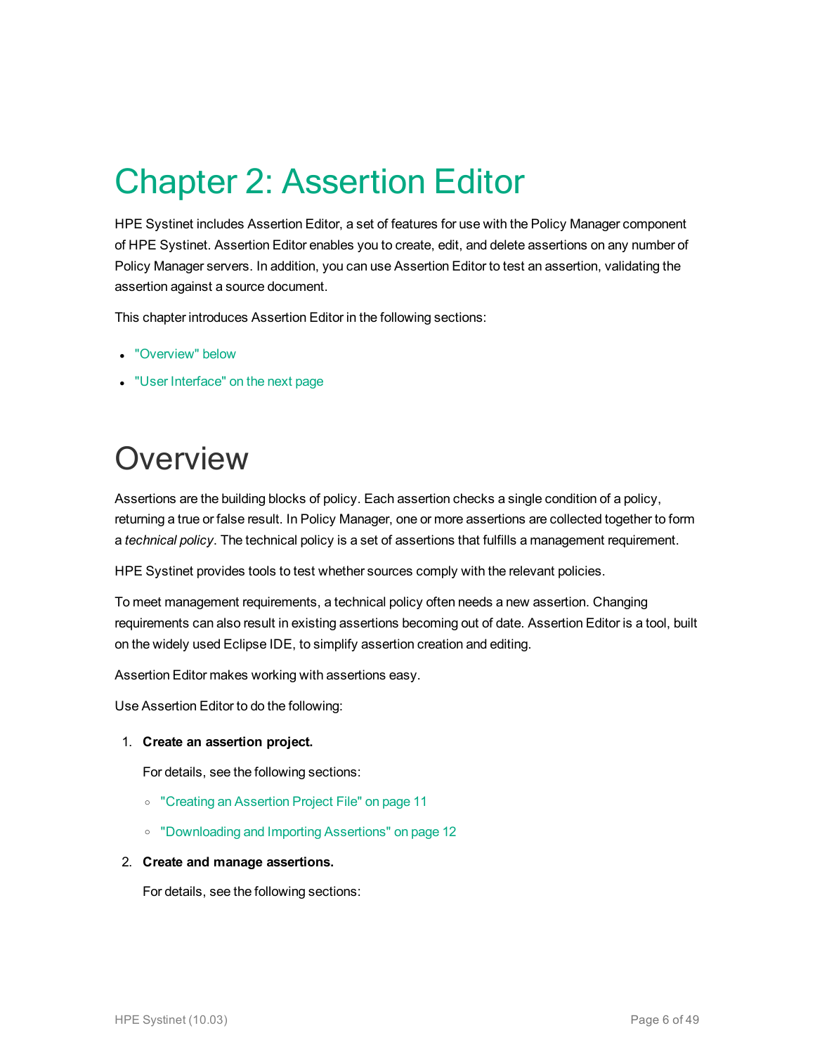# Chapter 2: Assertion Editor

HPE Systinet includes Assertion Editor, a set of features for use with the Policy Manager component of HPE Systinet. Assertion Editor enables you to create, edit, and delete assertions on any number of Policy Manager servers. In addition, you can use Assertion Editor to test an assertion, validating the assertion against a source document.

This chapter introduces Assertion Editor in the following sections:

- "Overview" below
- "User Interface" on the next page

## Overview

Assertions are the building blocks of policy. Each assertion checks a single condition of a policy, returning a true or false result. In Policy Manager, one or more assertions are collected together to form a *technical policy*. The technical policy is a set of assertions that fulfills a management requirement.

HPE Systinet provides tools to test whether sources comply with the relevant policies.

To meet management requirements, a technical policy often needs a new assertion. Changing requirements can also result in existing assertions becoming out of date. Assertion Editor is a tool, built on the widely used Eclipse IDE, to simplify assertion creation and editing.

Assertion Editor makes working with assertions easy.

Use Assertion Editor to do the following:

1. **Create an assertion project.**

   For details, see the following sections:

   - "Creating an Assertion Project File" on page 11
   - "Downloading and Importing Assertions" on page 12

2. **Create and manage assertions.**

   For details, see the following sections: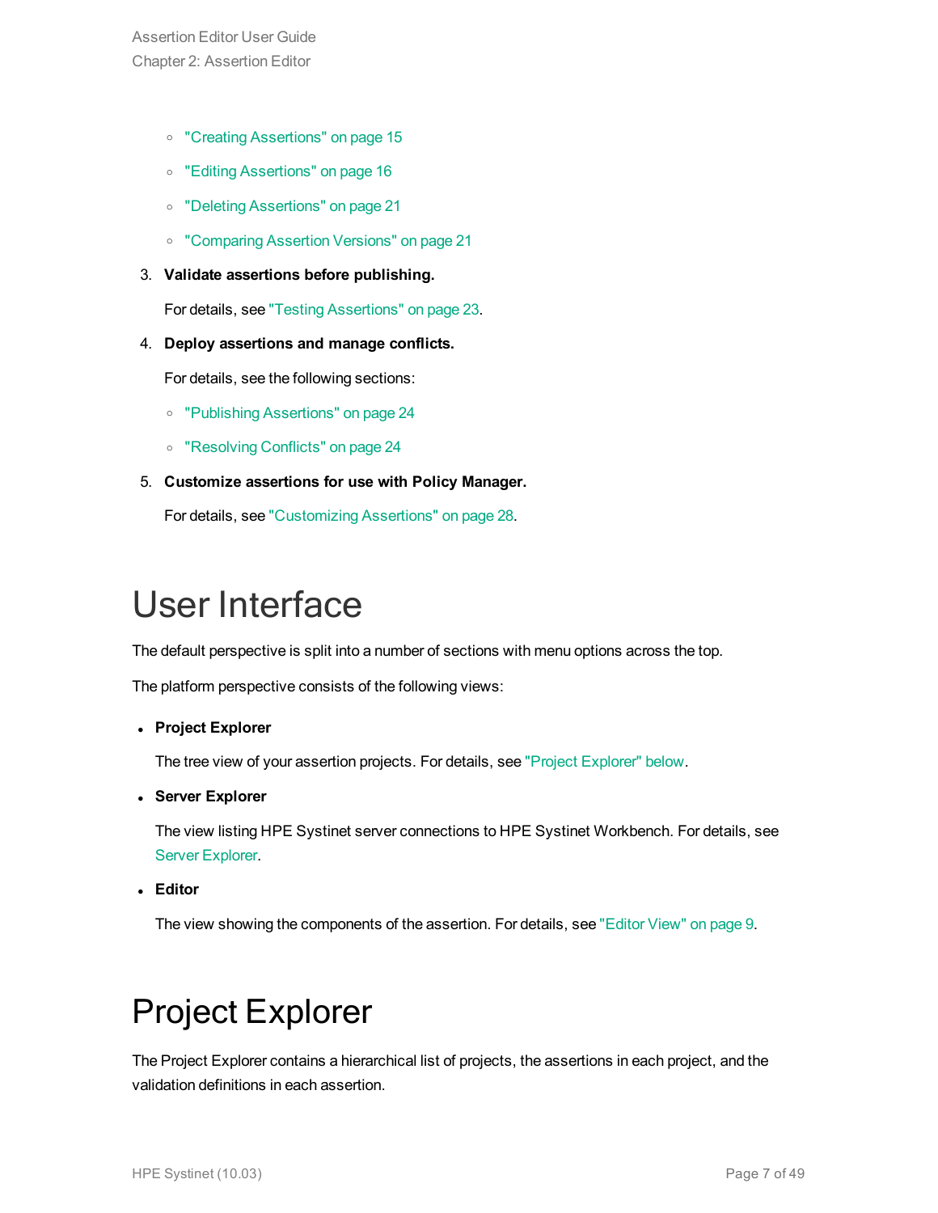- "Creating Assertions" on page 15
    - "Editing Assertions" on page 16
    - "Deleting Assertions" on page 21
    - "Comparing Assertion Versions" on page 21

3. **Validate assertions before publishing.**

   For details, see "Testing Assertions" on page 23.

4. **Deploy assertions and manage conflicts.**

   For details, see the following sections:

    - "Publishing Assertions" on page 24
    - "Resolving Conflicts" on page 24

5. **Customize assertions for use with Policy Manager.**

   For details, see "Customizing Assertions" on page 28.

# User Interface

The default perspective is split into a number of sections with menu options across the top.

The platform perspective consists of the following views:

- **Project Explorer**

  The tree view of your assertion projects. For details, see "Project Explorer" below.

- **Server Explorer**

  The view listing HPE Systinet server connections to HPE Systinet Workbench. For details, see Server Explorer.

- **Editor**

  The view showing the components of the assertion. For details, see "Editor View" on page 9.

# Project Explorer

The Project Explorer contains a hierarchical list of projects, the assertions in each project, and the validation definitions in each assertion.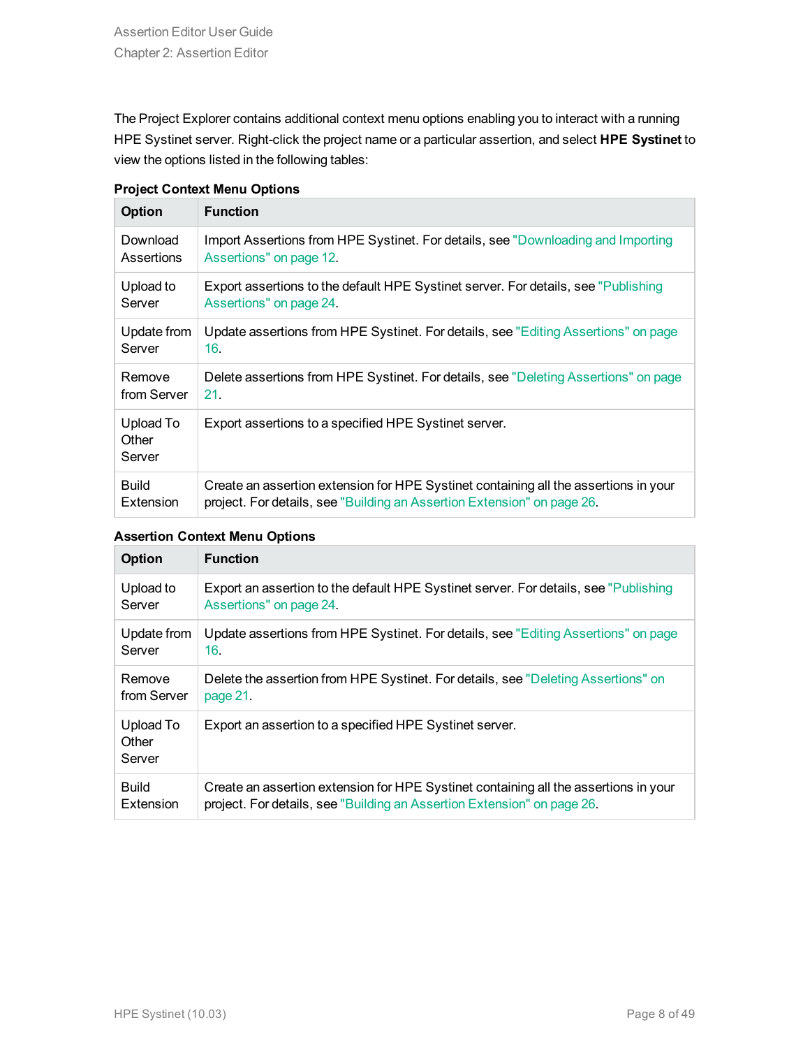The Project Explorer contains additional context menu options enabling you to interact with a running HPE Systinet server. Right-click the project name or a particular assertion, and select **HPE Systinet** to view the options listed in the following tables:

**Project Context Menu Options**

| Option | Function |
|---|---|
| Download Assertions | Import Assertions from HPE Systinet. For details, see "Downloading and Importing Assertions" on page 12. |
| Upload to Server | Export assertions to the default HPE Systinet server. For details, see "Publishing Assertions" on page 24. |
| Update from Server | Update assertions from HPE Systinet. For details, see "Editing Assertions" on page 16. |
| Remove from Server | Delete assertions from HPE Systinet. For details, see "Deleting Assertions" on page 21. |
| Upload To Other Server | Export assertions to a specified HPE Systinet server. |
| Build Extension | Create an assertion extension for HPE Systinet containing all the assertions in your project. For details, see "Building an Assertion Extension" on page 26. |

**Assertion Context Menu Options**

| Option | Function |
|---|---|
| Upload to Server | Export an assertion to the default HPE Systinet server. For details, see "Publishing Assertions" on page 24. |
| Update from Server | Update assertions from HPE Systinet. For details, see "Editing Assertions" on page 16. |
| Remove from Server | Delete the assertion from HPE Systinet. For details, see "Deleting Assertions" on page 21. |
| Upload To Other Server | Export an assertion to a specified HPE Systinet server. |
| Build Extension | Create an assertion extension for HPE Systinet containing all the assertions in your project. For details, see "Building an Assertion Extension" on page 26. |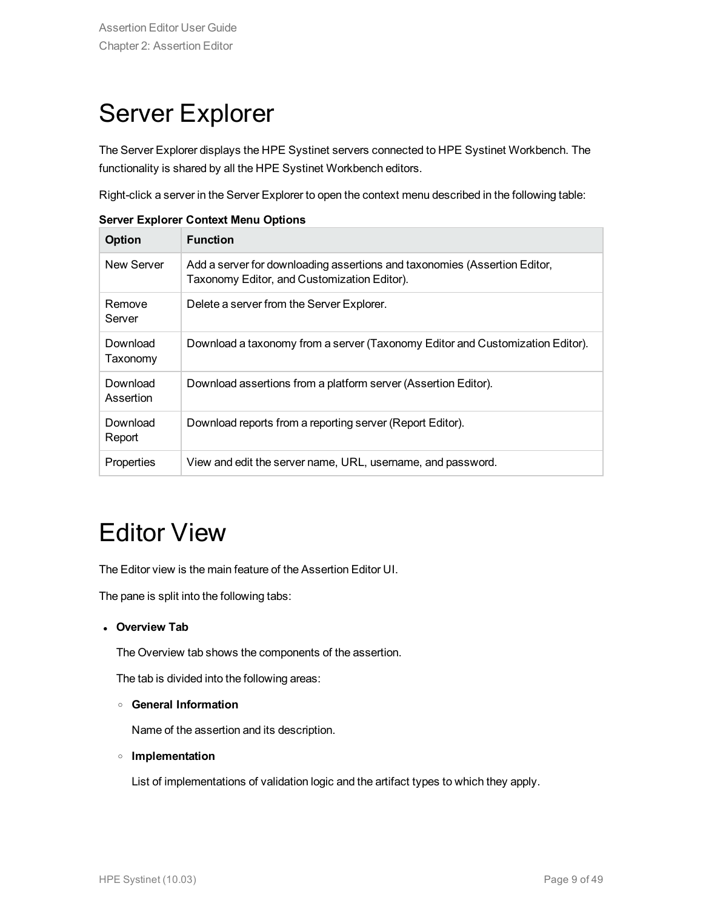# Server Explorer

The Server Explorer displays the HPE Systinet servers connected to HPE Systinet Workbench. The functionality is shared by all the HPE Systinet Workbench editors.

Right-click a server in the Server Explorer to open the context menu described in the following table:

**Server Explorer Context Menu Options**

| Option | Function |
| --- | --- |
| New Server | Add a server for downloading assertions and taxonomies (Assertion Editor, Taxonomy Editor, and Customization Editor). |
| Remove Server | Delete a server from the Server Explorer. |
| Download Taxonomy | Download a taxonomy from a server (Taxonomy Editor and Customization Editor). |
| Download Assertion | Download assertions from a platform server (Assertion Editor). |
| Download Report | Download reports from a reporting server (Report Editor). |
| Properties | View and edit the server name, URL, username, and password. |

# Editor View

The Editor view is the main feature of the Assertion Editor UI.

The pane is split into the following tabs:

- **Overview Tab**

  The Overview tab shows the components of the assertion.

  The tab is divided into the following areas:

  - **General Information**

    Name of the assertion and its description.

  - **Implementation**

    List of implementations of validation logic and the artifact types to which they apply.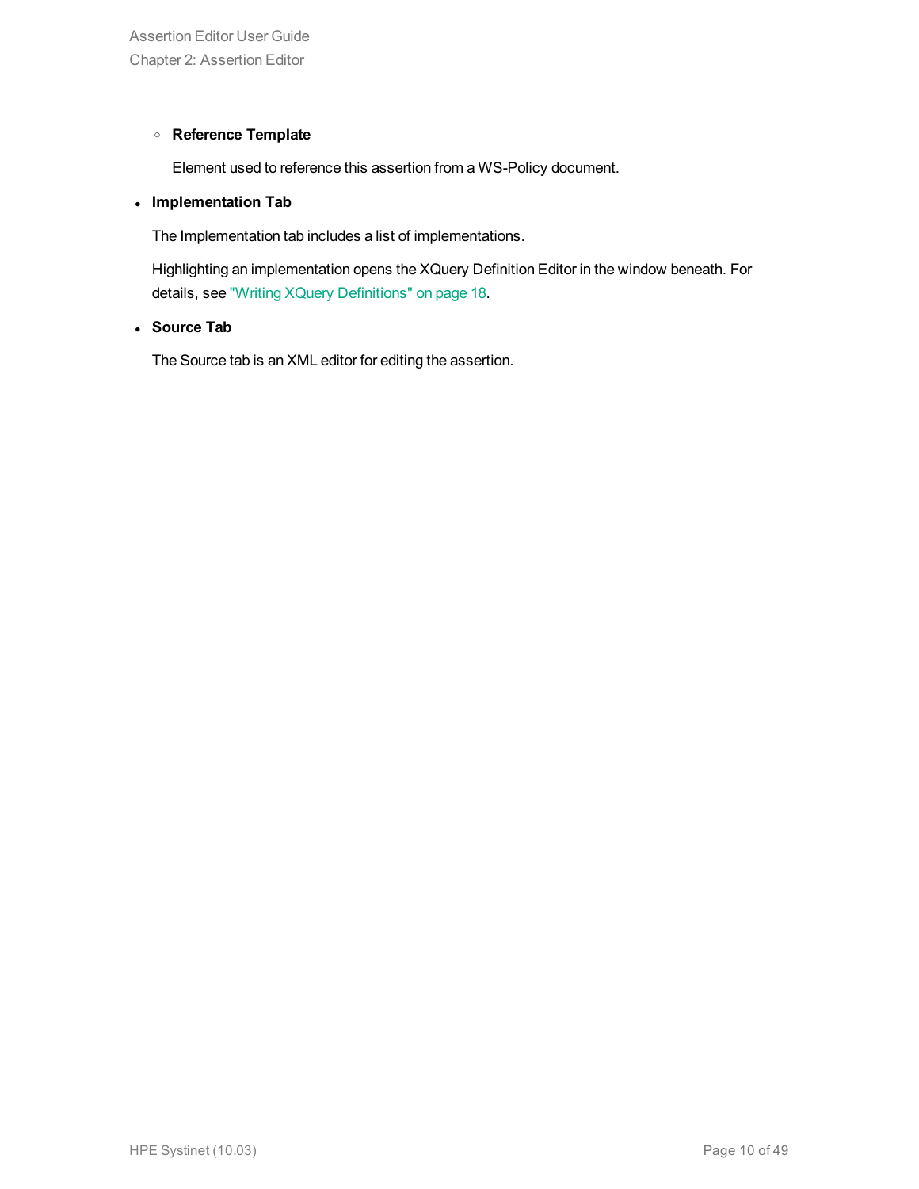- **Reference Template**

  Element used to reference this assertion from a WS-Policy document.

- **Implementation Tab**

  The Implementation tab includes a list of implementations.

  Highlighting an implementation opens the XQuery Definition Editor in the window beneath. For details, see "Writing XQuery Definitions" on page 18.

- **Source Tab**

  The Source tab is an XML editor for editing the assertion.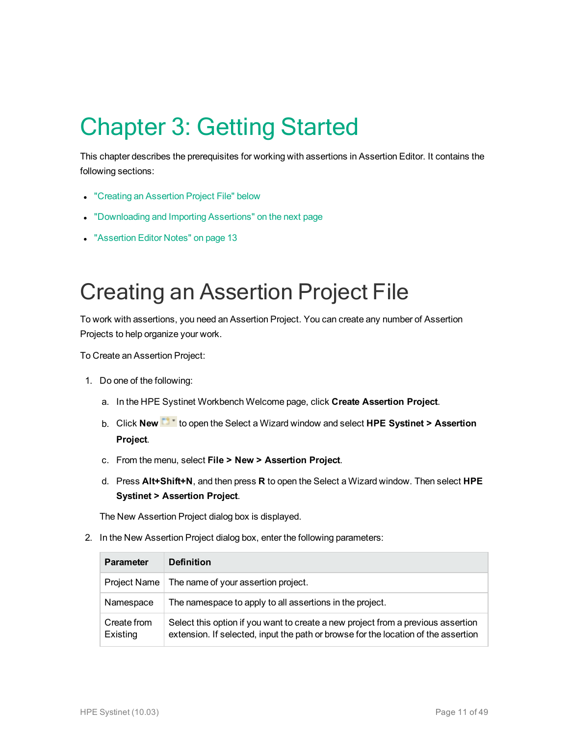# Chapter 3: Getting Started

This chapter describes the prerequisites for working with assertions in Assertion Editor. It contains the following sections:

- "Creating an Assertion Project File" below
- "Downloading and Importing Assertions" on the next page
- "Assertion Editor Notes" on page 13

## Creating an Assertion Project File

To work with assertions, you need an Assertion Project. You can create any number of Assertion Projects to help organize your work.

To Create an Assertion Project:

1. Do one of the following:

   a. In the HPE Systinet Workbench Welcome page, click **Create Assertion Project**.

   b. Click **New** to open the Select a Wizard window and select **HPE Systinet > Assertion Project**.

   c. From the menu, select **File > New > Assertion Project**.

   d. Press **Alt+Shift+N**, and then press **R** to open the Select a Wizard window. Then select **HPE Systinet > Assertion Project**.

   The New Assertion Project dialog box is displayed.

2. In the New Assertion Project dialog box, enter the following parameters:

| Parameter | Definition |
| --- | --- |
| Project Name | The name of your assertion project. |
| Namespace | The namespace to apply to all assertions in the project. |
| Create from Existing | Select this option if you want to create a new project from a previous assertion extension. If selected, input the path or browse for the location of the assertion |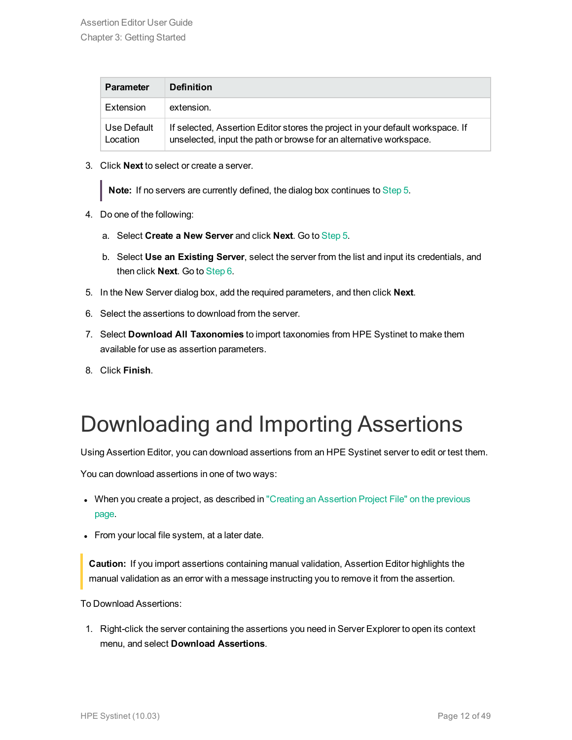| Parameter | Definition |
| --- | --- |
| Extension | extension. |
| Use Default Location | If selected, Assertion Editor stores the project in your default workspace. If unselected, input the path or browse for an alternative workspace. |

3. Click **Next** to select or create a server.

   > **Note:** If no servers are currently defined, the dialog box continues to Step 5.

4. Do one of the following:

   a. Select **Create a New Server** and click **Next**. Go to Step 5.

   b. Select **Use an Existing Server**, select the server from the list and input its credentials, and then click **Next**. Go to Step 6.

5. In the New Server dialog box, add the required parameters, and then click **Next**.

6. Select the assertions to download from the server.

7. Select **Download All Taxonomies** to import taxonomies from HPE Systinet to make them available for use as assertion parameters.

8. Click **Finish**.

# Downloading and Importing Assertions

Using Assertion Editor, you can download assertions from an HPE Systinet server to edit or test them.

You can download assertions in one of two ways:

- When you create a project, as described in "Creating an Assertion Project File" on the previous page.
- From your local file system, at a later date.

> **Caution:** If you import assertions containing manual validation, Assertion Editor highlights the manual validation as an error with a message instructing you to remove it from the assertion.

To Download Assertions:

1. Right-click the server containing the assertions you need in Server Explorer to open its context menu, and select **Download Assertions**.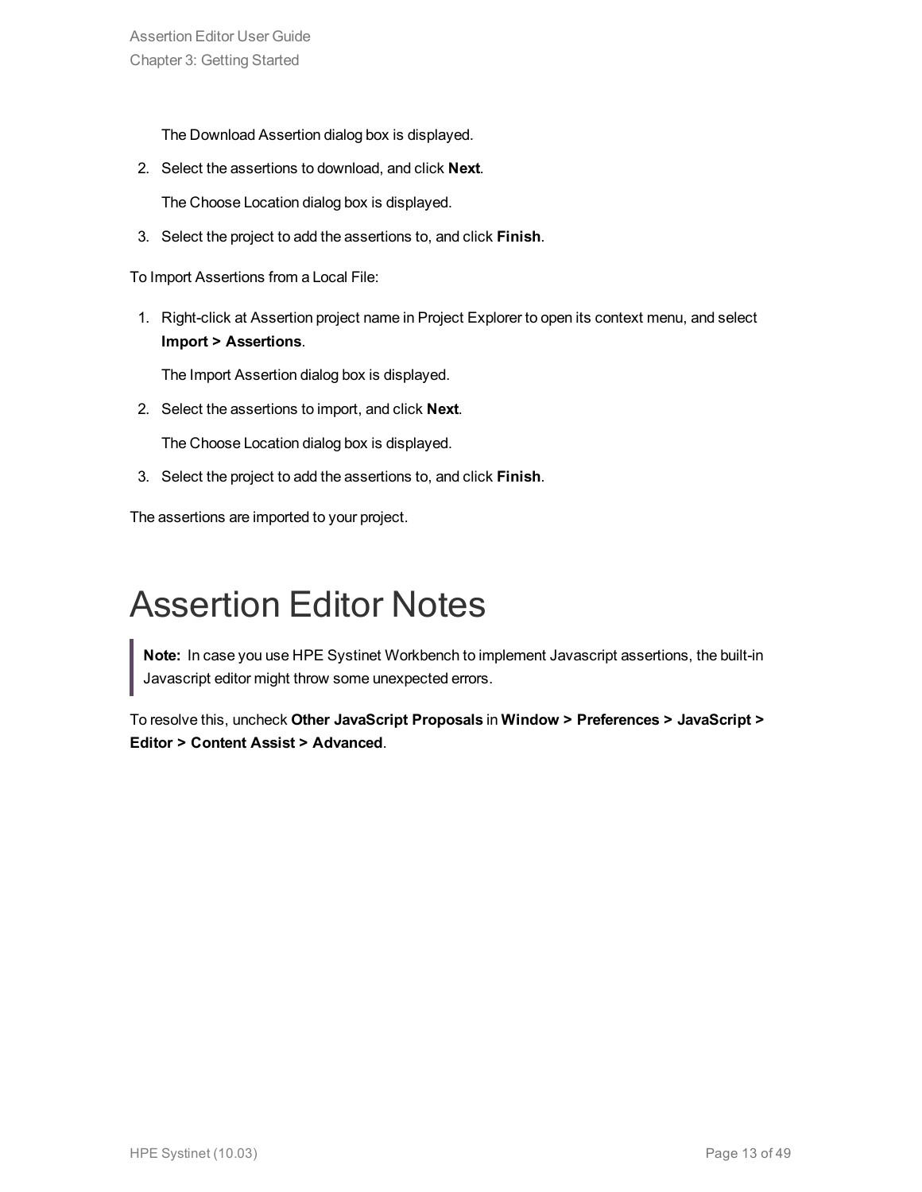The Download Assertion dialog box is displayed.

2. Select the assertions to download, and click **Next**.

   The Choose Location dialog box is displayed.

3. Select the project to add the assertions to, and click **Finish**.

To Import Assertions from a Local File:

1. Right-click at Assertion project name in Project Explorer to open its context menu, and select **Import > Assertions**.

   The Import Assertion dialog box is displayed.

2. Select the assertions to import, and click **Next**.

   The Choose Location dialog box is displayed.

3. Select the project to add the assertions to, and click **Finish**.

The assertions are imported to your project.

# Assertion Editor Notes

> **Note:** In case you use HPE Systinet Workbench to implement Javascript assertions, the built-in Javascript editor might throw some unexpected errors.

To resolve this, uncheck **Other JavaScript Proposals** in **Window > Preferences > JavaScript > Editor > Content Assist > Advanced**.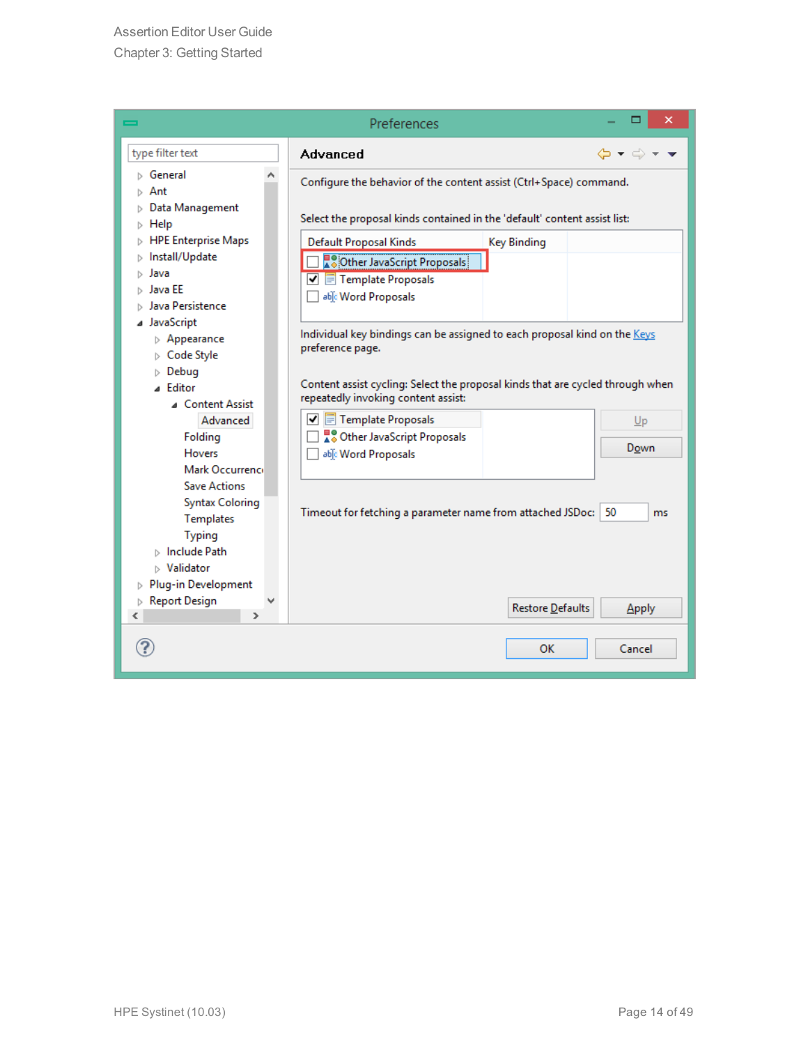Preferences

type filter text

- General
- Ant
- Data Management
- Help
- HPE Enterprise Maps
- Install/Update
- Java
- Java EE
- Java Persistence
- JavaScript
  - Appearance
  - Code Style
  - Debug
  - Editor
    - Content Assist
      - Advanced
    - Folding
    - Hovers
    - Mark Occurrences
    - Save Actions
    - Syntax Coloring
    - Templates
    - Typing
  - Include Path
  - Validator
- Plug-in Development
- Report Design

**Advanced**

Configure the behavior of the content assist (Ctrl+Space) command.

Select the proposal kinds contained in the 'default' content assist list:

| Default Proposal Kinds | Key Binding |
|---|---|
| ☐ Other JavaScript Proposals | |
| ☑ Template Proposals | |
| ☐ Word Proposals | |

Individual key bindings can be assigned to each proposal kind on the Keys preference page.

Content assist cycling: Select the proposal kinds that are cycled through when repeatedly invoking content assist:

- ☑ Template Proposals
- ☐ Other JavaScript Proposals
- ☐ Word Proposals

Up

Down

Timeout for fetching a parameter name from attached JSDoc: 50 ms

Restore Defaults | Apply

OK | Cancel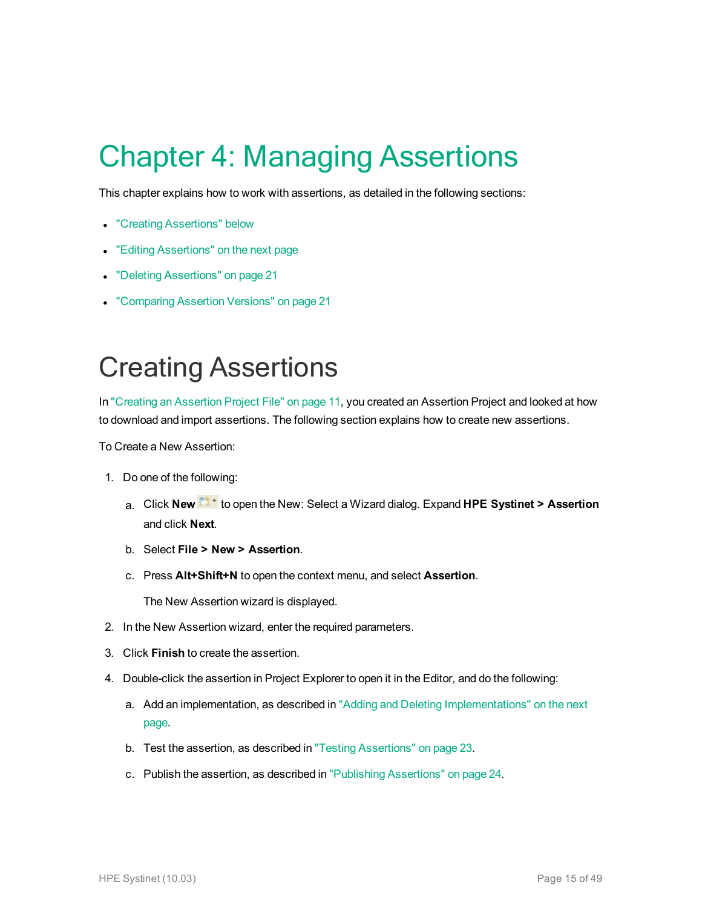# Chapter 4: Managing Assertions

This chapter explains how to work with assertions, as detailed in the following sections:

- "Creating Assertions" below
- "Editing Assertions" on the next page
- "Deleting Assertions" on page 21
- "Comparing Assertion Versions" on page 21

## Creating Assertions

In "Creating an Assertion Project File" on page 11, you created an Assertion Project and looked at how to download and import assertions. The following section explains how to create new assertions.

To Create a New Assertion:

1. Do one of the following:
   a. Click **New** to open the New: Select a Wizard dialog. Expand **HPE Systinet > Assertion** and click **Next**.
   b. Select **File > New > Assertion**.
   c. Press **Alt+Shift+N** to open the context menu, and select **Assertion**.

   The New Assertion wizard is displayed.

2. In the New Assertion wizard, enter the required parameters.
3. Click **Finish** to create the assertion.
4. Double-click the assertion in Project Explorer to open it in the Editor, and do the following:
   a. Add an implementation, as described in "Adding and Deleting Implementations" on the next page.
   b. Test the assertion, as described in "Testing Assertions" on page 23.
   c. Publish the assertion, as described in "Publishing Assertions" on page 24.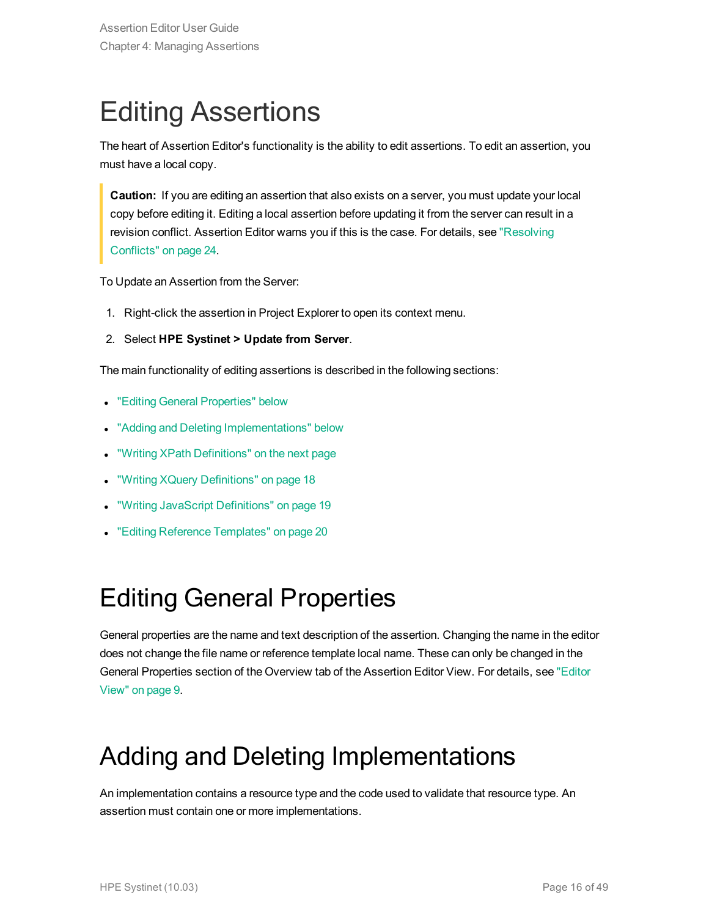# Editing Assertions

The heart of Assertion Editor's functionality is the ability to edit assertions. To edit an assertion, you must have a local copy.

> **Caution:** If you are editing an assertion that also exists on a server, you must update your local copy before editing it. Editing a local assertion before updating it from the server can result in a revision conflict. Assertion Editor warns you if this is the case. For details, see "Resolving Conflicts" on page 24.

To Update an Assertion from the Server:

1. Right-click the assertion in Project Explorer to open its context menu.
2. Select **HPE Systinet > Update from Server**.

The main functionality of editing assertions is described in the following sections:

- "Editing General Properties" below
- "Adding and Deleting Implementations" below
- "Writing XPath Definitions" on the next page
- "Writing XQuery Definitions" on page 18
- "Writing JavaScript Definitions" on page 19
- "Editing Reference Templates" on page 20

# Editing General Properties

General properties are the name and text description of the assertion. Changing the name in the editor does not change the file name or reference template local name. These can only be changed in the General Properties section of the Overview tab of the Assertion Editor View. For details, see "Editor View" on page 9.

# Adding and Deleting Implementations

An implementation contains a resource type and the code used to validate that resource type. An assertion must contain one or more implementations.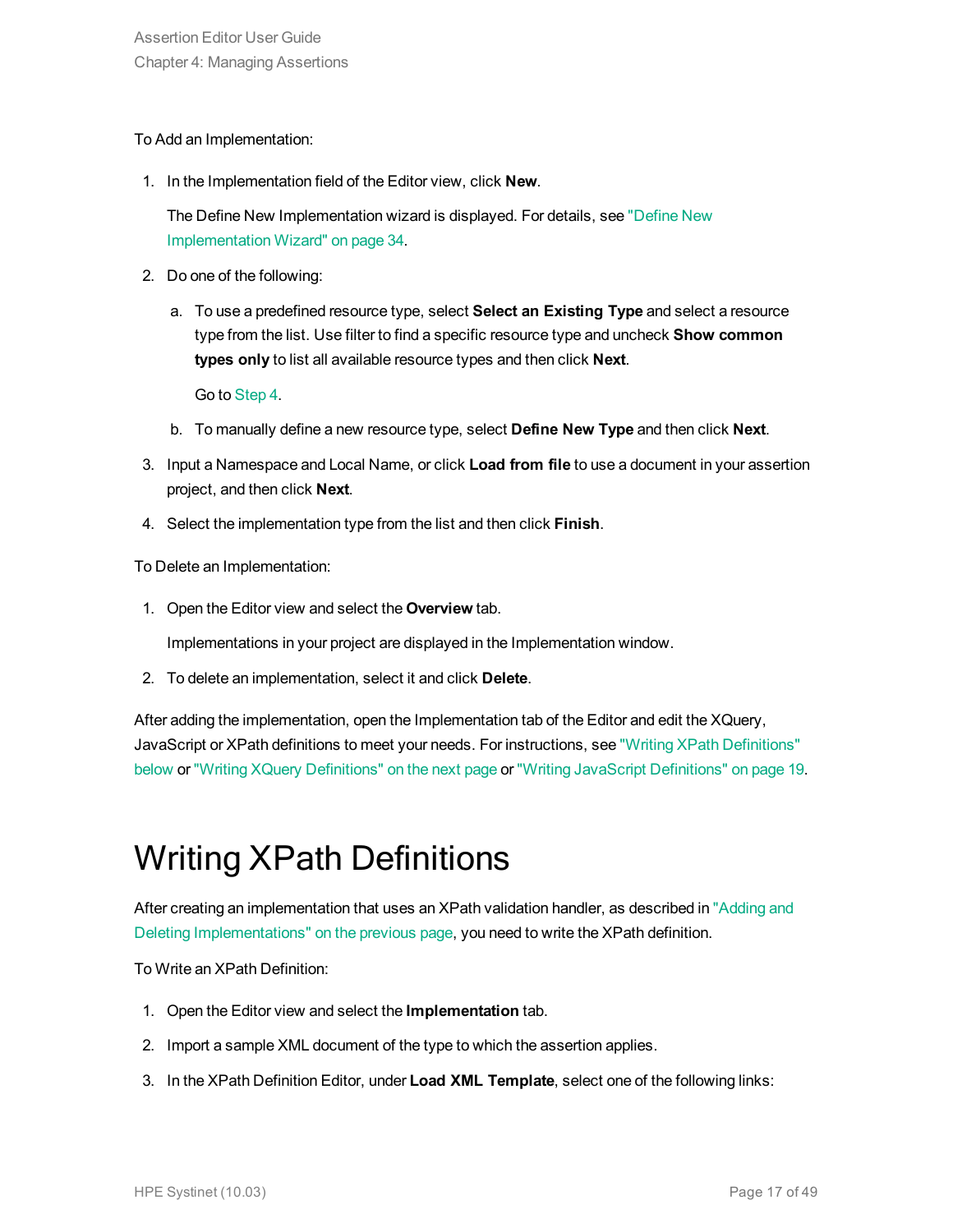To Add an Implementation:

1. In the Implementation field of the Editor view, click **New**.

   The Define New Implementation wizard is displayed. For details, see "Define New Implementation Wizard" on page 34.

2. Do one of the following:

   a. To use a predefined resource type, select **Select an Existing Type** and select a resource type from the list. Use filter to find a specific resource type and uncheck **Show common types only** to list all available resource types and then click **Next**.

      Go to Step 4.

   b. To manually define a new resource type, select **Define New Type** and then click **Next**.

3. Input a Namespace and Local Name, or click **Load from file** to use a document in your assertion project, and then click **Next**.

4. Select the implementation type from the list and then click **Finish**.

To Delete an Implementation:

1. Open the Editor view and select the **Overview** tab.

   Implementations in your project are displayed in the Implementation window.

2. To delete an implementation, select it and click **Delete**.

After adding the implementation, open the Implementation tab of the Editor and edit the XQuery, JavaScript or XPath definitions to meet your needs. For instructions, see "Writing XPath Definitions" below or "Writing XQuery Definitions" on the next page or "Writing JavaScript Definitions" on page 19.

# Writing XPath Definitions

After creating an implementation that uses an XPath validation handler, as described in "Adding and Deleting Implementations" on the previous page, you need to write the XPath definition.

To Write an XPath Definition:

1. Open the Editor view and select the **Implementation** tab.

2. Import a sample XML document of the type to which the assertion applies.

3. In the XPath Definition Editor, under **Load XML Template**, select one of the following links: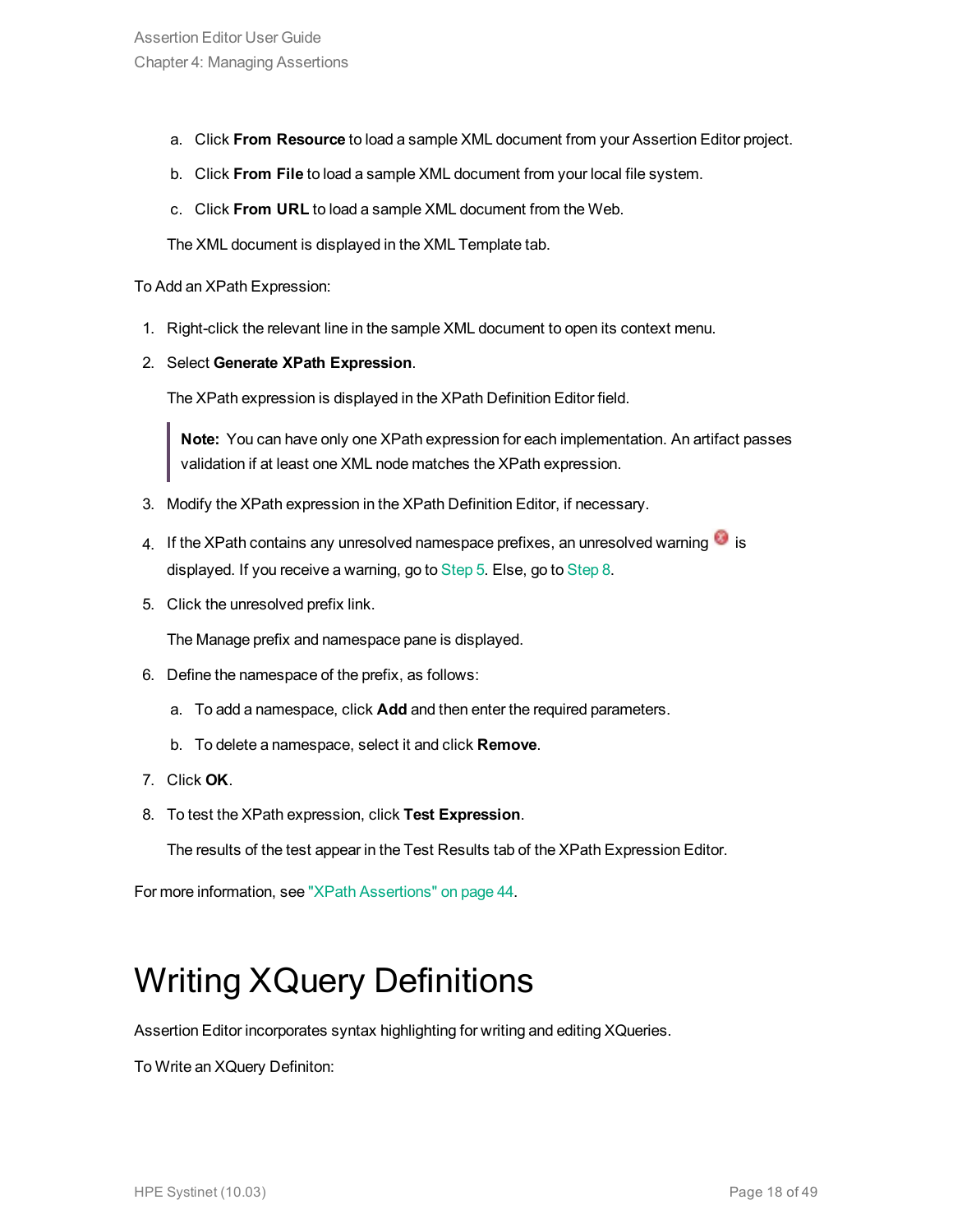a. Click **From Resource** to load a sample XML document from your Assertion Editor project.

   b. Click **From File** to load a sample XML document from your local file system.

   c. Click **From URL** to load a sample XML document from the Web.

   The XML document is displayed in the XML Template tab.

To Add an XPath Expression:

1. Right-click the relevant line in the sample XML document to open its context menu.

2. Select **Generate XPath Expression**.

   The XPath expression is displayed in the XPath Definition Editor field.

   > **Note:** You can have only one XPath expression for each implementation. An artifact passes validation if at least one XML node matches the XPath expression.

3. Modify the XPath expression in the XPath Definition Editor, if necessary.

4. If the XPath contains any unresolved namespace prefixes, an unresolved warning is displayed. If you receive a warning, go to Step 5. Else, go to Step 8.

5. Click the unresolved prefix link.

   The Manage prefix and namespace pane is displayed.

6. Define the namespace of the prefix, as follows:

   a. To add a namespace, click **Add** and then enter the required parameters.

   b. To delete a namespace, select it and click **Remove**.

7. Click **OK**.

8. To test the XPath expression, click **Test Expression**.

   The results of the test appear in the Test Results tab of the XPath Expression Editor.

For more information, see "XPath Assertions" on page 44.

# Writing XQuery Definitions

Assertion Editor incorporates syntax highlighting for writing and editing XQueries.

To Write an XQuery Definiton: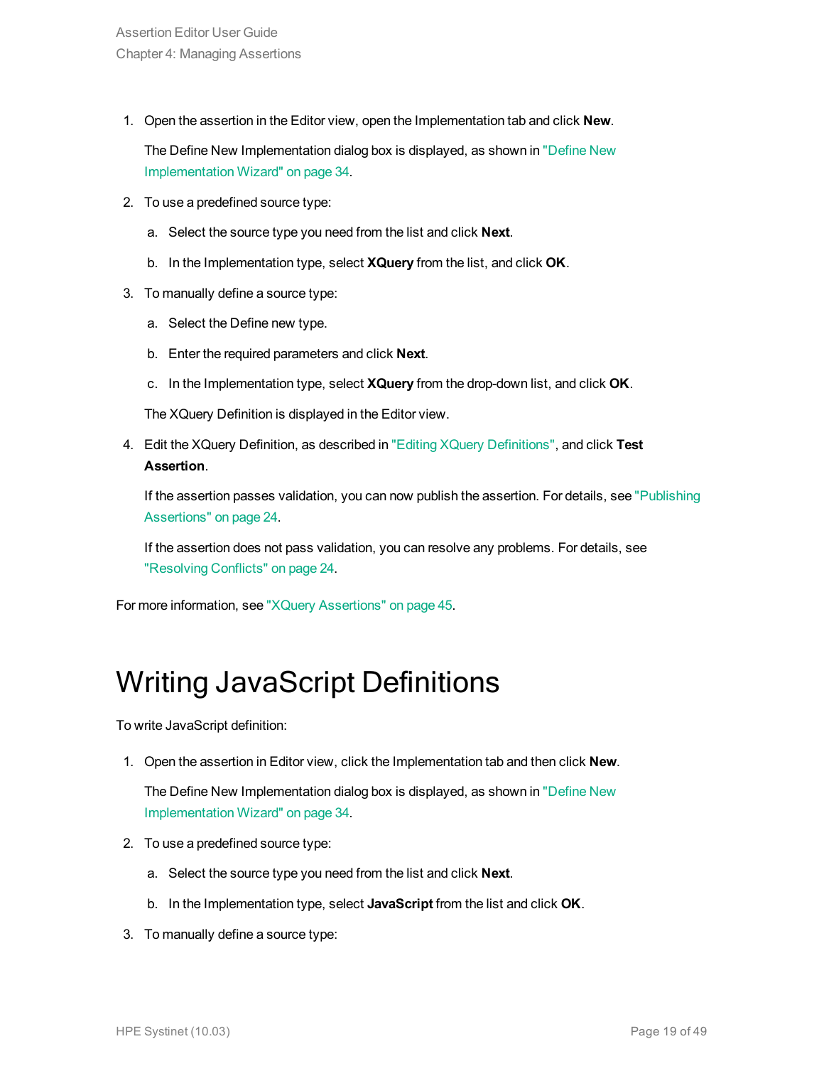1. Open the assertion in the Editor view, open the Implementation tab and click **New**.

   The Define New Implementation dialog box is displayed, as shown in "Define New Implementation Wizard" on page 34.

2. To use a predefined source type:

   a. Select the source type you need from the list and click **Next**.

   b. In the Implementation type, select **XQuery** from the list, and click **OK**.

3. To manually define a source type:

   a. Select the Define new type.

   b. Enter the required parameters and click **Next**.

   c. In the Implementation type, select **XQuery** from the drop-down list, and click **OK**.

   The XQuery Definition is displayed in the Editor view.

4. Edit the XQuery Definition, as described in "Editing XQuery Definitions", and click **Test Assertion**.

   If the assertion passes validation, you can now publish the assertion. For details, see "Publishing Assertions" on page 24.

   If the assertion does not pass validation, you can resolve any problems. For details, see "Resolving Conflicts" on page 24.

For more information, see "XQuery Assertions" on page 45.

# Writing JavaScript Definitions

To write JavaScript definition:

1. Open the assertion in Editor view, click the Implementation tab and then click **New**.

   The Define New Implementation dialog box is displayed, as shown in "Define New Implementation Wizard" on page 34.

2. To use a predefined source type:

   a. Select the source type you need from the list and click **Next**.

   b. In the Implementation type, select **JavaScript** from the list and click **OK**.

3. To manually define a source type: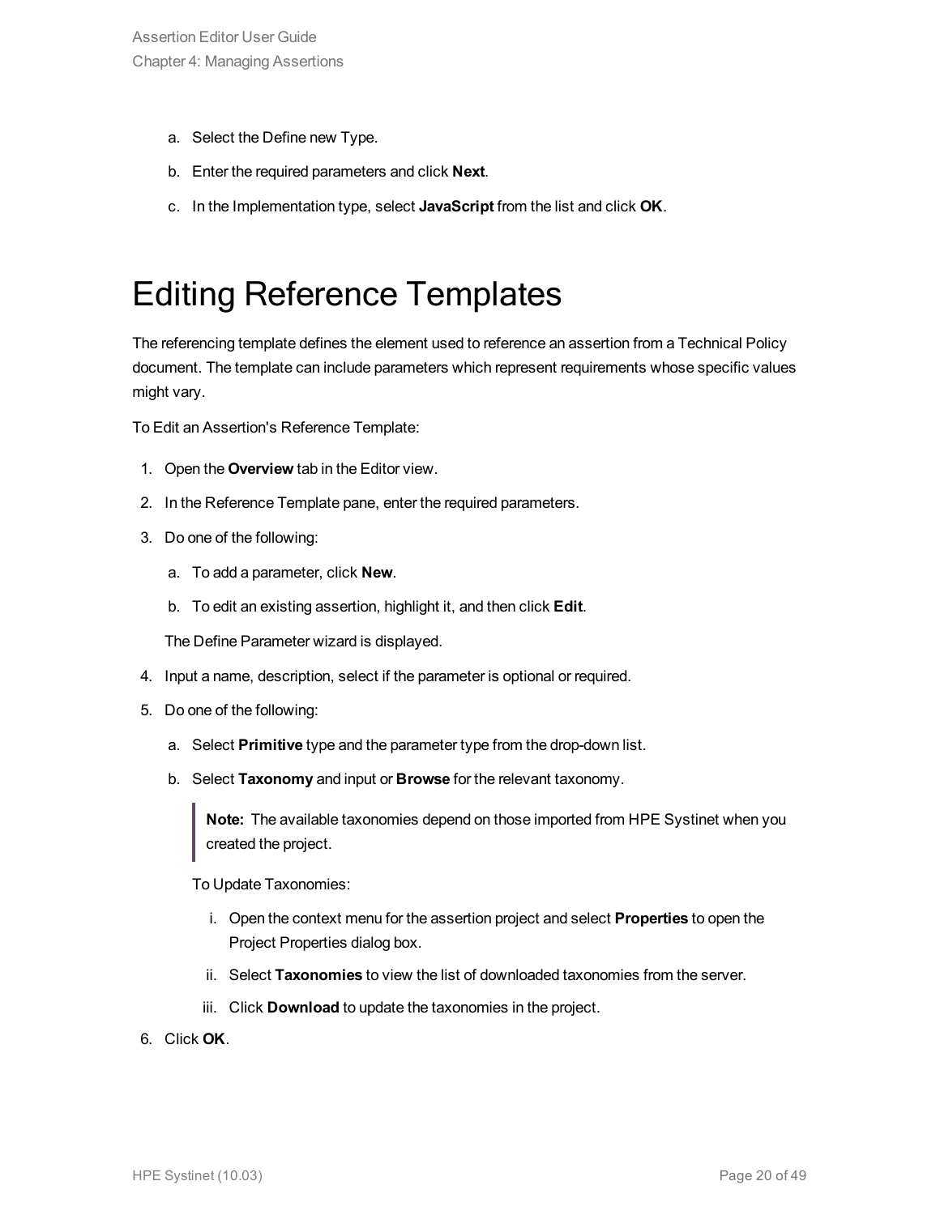a. Select the Define new Type.

b. Enter the required parameters and click **Next**.

c. In the Implementation type, select **JavaScript** from the list and click **OK**.

# Editing Reference Templates

The referencing template defines the element used to reference an assertion from a Technical Policy document. The template can include parameters which represent requirements whose specific values might vary.

To Edit an Assertion's Reference Template:

1. Open the **Overview** tab in the Editor view.
2. In the Reference Template pane, enter the required parameters.
3. Do one of the following:
   a. To add a parameter, click **New**.
   b. To edit an existing assertion, highlight it, and then click **Edit**.

   The Define Parameter wizard is displayed.
4. Input a name, description, select if the parameter is optional or required.
5. Do one of the following:
   a. Select **Primitive** type and the parameter type from the drop-down list.
   b. Select **Taxonomy** and input or **Browse** for the relevant taxonomy.

      > **Note:** The available taxonomies depend on those imported from HPE Systinet when you created the project.

      To Update Taxonomies:

      i. Open the context menu for the assertion project and select **Properties** to open the Project Properties dialog box.
      ii. Select **Taxonomies** to view the list of downloaded taxonomies from the server.
      iii. Click **Download** to update the taxonomies in the project.
6. Click **OK**.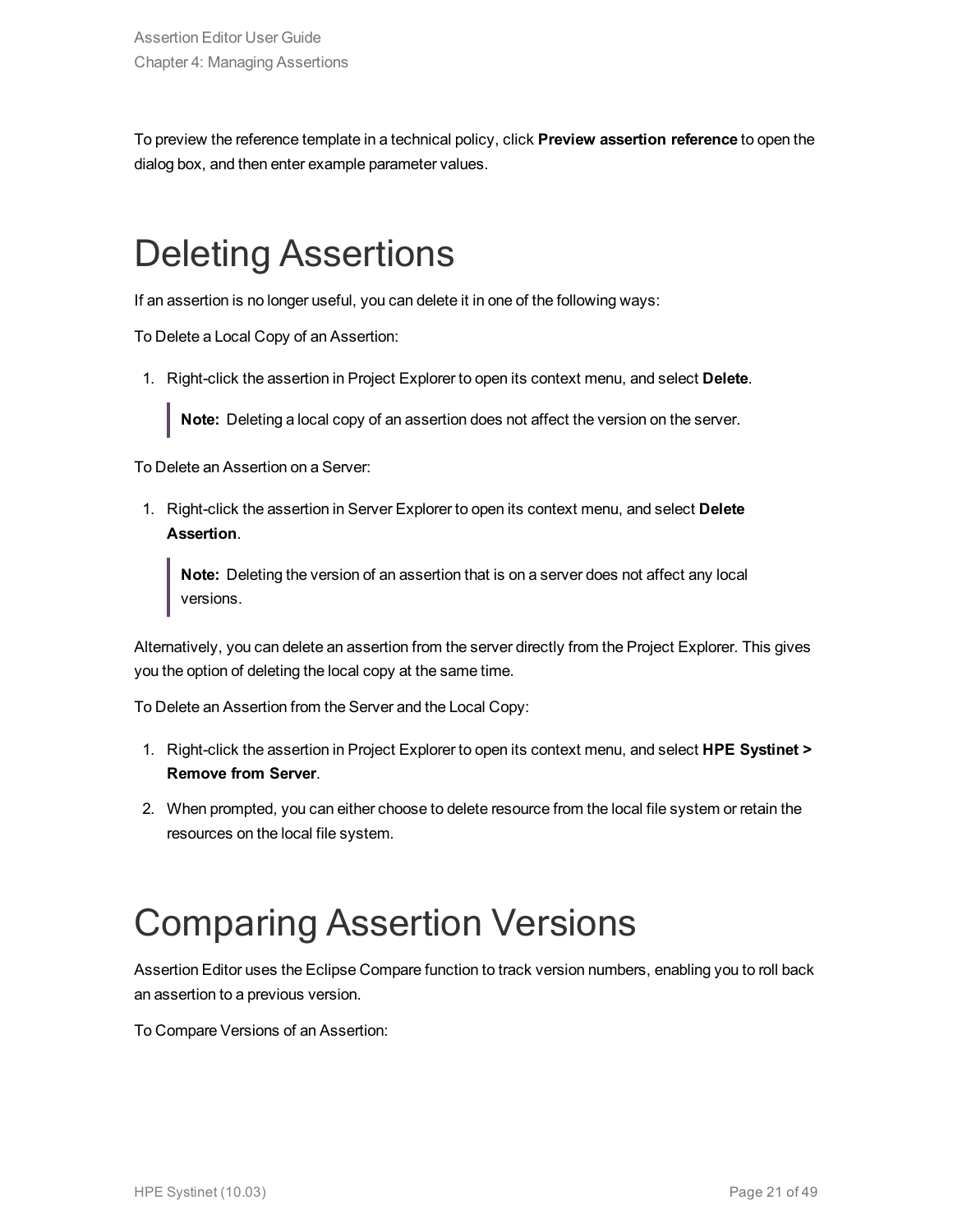To preview the reference template in a technical policy, click **Preview assertion reference** to open the dialog box, and then enter example parameter values.

# Deleting Assertions

If an assertion is no longer useful, you can delete it in one of the following ways:

To Delete a Local Copy of an Assertion:

1. Right-click the assertion in Project Explorer to open its context menu, and select **Delete**.

> **Note:** Deleting a local copy of an assertion does not affect the version on the server.

To Delete an Assertion on a Server:

1. Right-click the assertion in Server Explorer to open its context menu, and select **Delete Assertion**.

> **Note:** Deleting the version of an assertion that is on a server does not affect any local versions.

Alternatively, you can delete an assertion from the server directly from the Project Explorer. This gives you the option of deleting the local copy at the same time.

To Delete an Assertion from the Server and the Local Copy:

1. Right-click the assertion in Project Explorer to open its context menu, and select **HPE Systinet > Remove from Server**.
2. When prompted, you can either choose to delete resource from the local file system or retain the resources on the local file system.

# Comparing Assertion Versions

Assertion Editor uses the Eclipse Compare function to track version numbers, enabling you to roll back an assertion to a previous version.

To Compare Versions of an Assertion: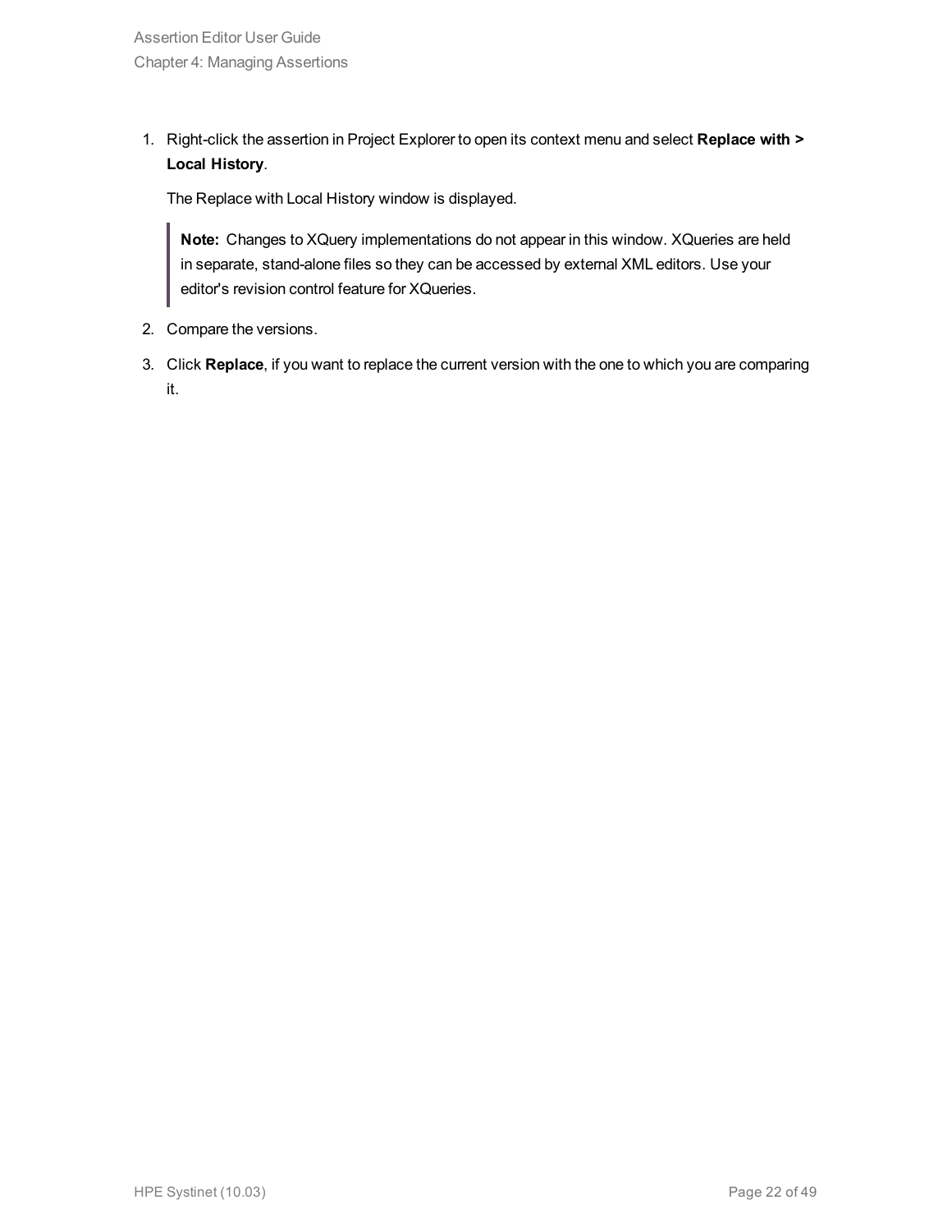1. Right-click the assertion in Project Explorer to open its context menu and select **Replace with > Local History**.

   The Replace with Local History window is displayed.

   > **Note:** Changes to XQuery implementations do not appear in this window. XQueries are held in separate, stand-alone files so they can be accessed by external XML editors. Use your editor's revision control feature for XQueries.

2. Compare the versions.

3. Click **Replace**, if you want to replace the current version with the one to which you are comparing it.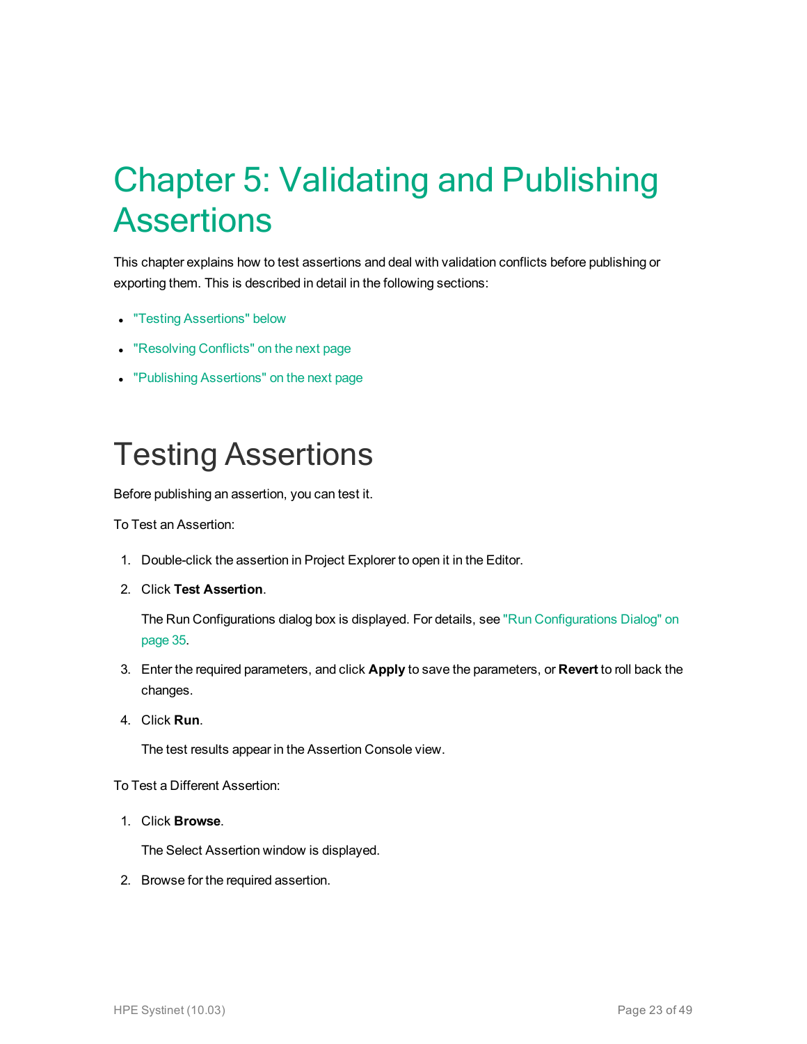# Chapter 5: Validating and Publishing Assertions

This chapter explains how to test assertions and deal with validation conflicts before publishing or exporting them. This is described in detail in the following sections:

- "Testing Assertions" below
- "Resolving Conflicts" on the next page
- "Publishing Assertions" on the next page

# Testing Assertions

Before publishing an assertion, you can test it.

To Test an Assertion:

1. Double-click the assertion in Project Explorer to open it in the Editor.
2. Click **Test Assertion**.

   The Run Configurations dialog box is displayed. For details, see "Run Configurations Dialog" on page 35.
3. Enter the required parameters, and click **Apply** to save the parameters, or **Revert** to roll back the changes.
4. Click **Run**.

   The test results appear in the Assertion Console view.

To Test a Different Assertion:

1. Click **Browse**.

   The Select Assertion window is displayed.
2. Browse for the required assertion.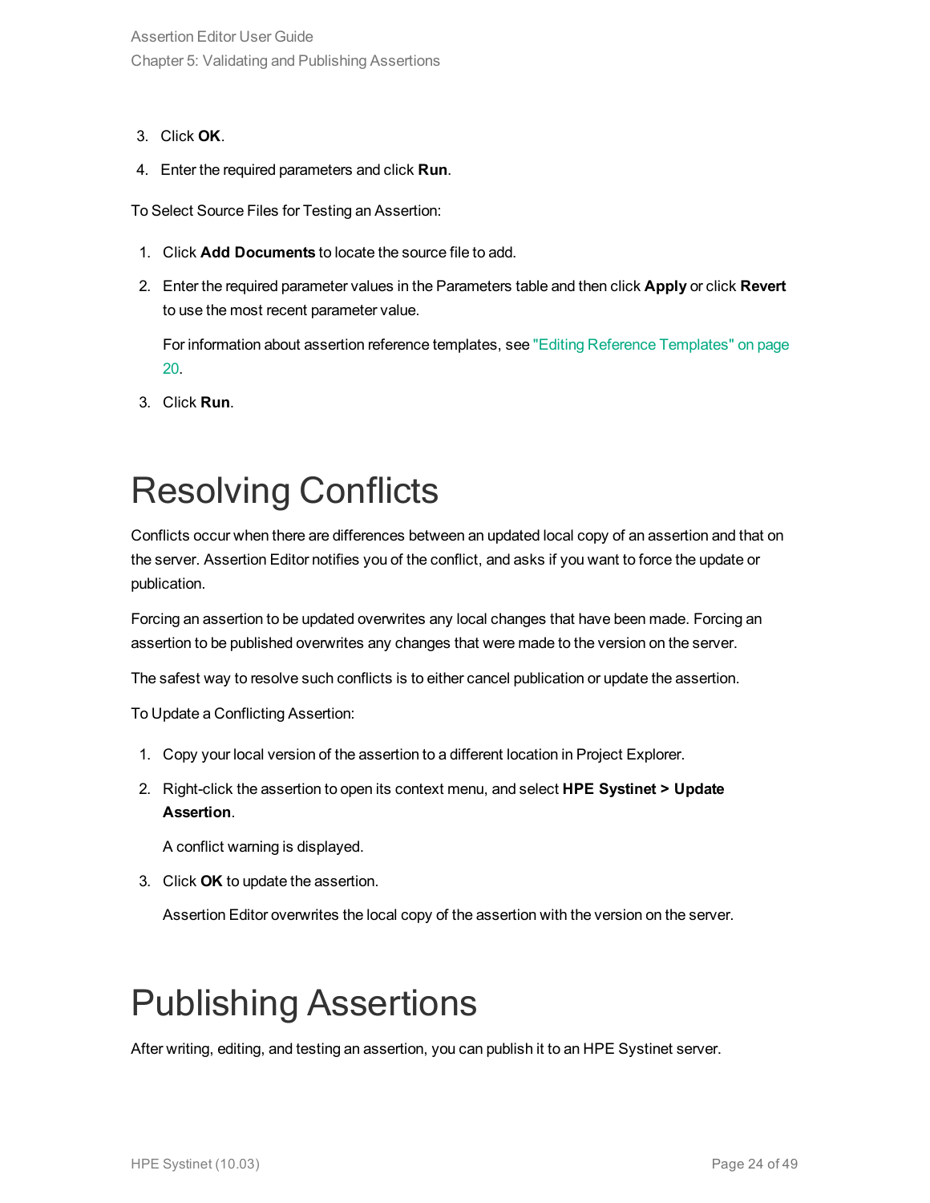3. Click **OK**.
4. Enter the required parameters and click **Run**.

To Select Source Files for Testing an Assertion:

1. Click **Add Documents** to locate the source file to add.
2. Enter the required parameter values in the Parameters table and then click **Apply** or click **Revert** to use the most recent parameter value.

   For information about assertion reference templates, see "Editing Reference Templates" on page 20.

3. Click **Run**.

# Resolving Conflicts

Conflicts occur when there are differences between an updated local copy of an assertion and that on the server. Assertion Editor notifies you of the conflict, and asks if you want to force the update or publication.

Forcing an assertion to be updated overwrites any local changes that have been made. Forcing an assertion to be published overwrites any changes that were made to the version on the server.

The safest way to resolve such conflicts is to either cancel publication or update the assertion.

To Update a Conflicting Assertion:

1. Copy your local version of the assertion to a different location in Project Explorer.
2. Right-click the assertion to open its context menu, and select **HPE Systinet > Update Assertion**.

   A conflict warning is displayed.

3. Click **OK** to update the assertion.

   Assertion Editor overwrites the local copy of the assertion with the version on the server.

# Publishing Assertions

After writing, editing, and testing an assertion, you can publish it to an HPE Systinet server.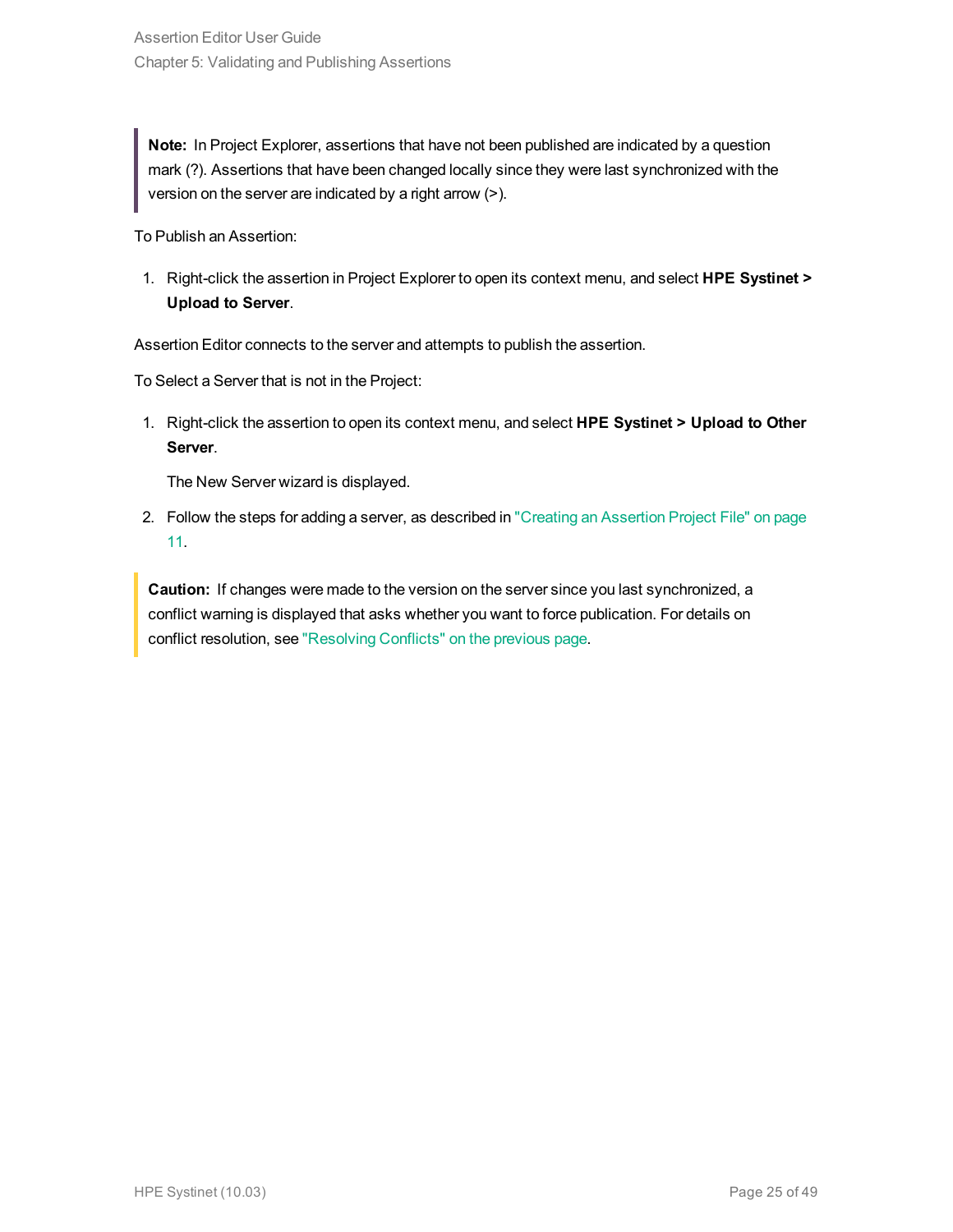**Note:** In Project Explorer, assertions that have not been published are indicated by a question mark (?). Assertions that have been changed locally since they were last synchronized with the version on the server are indicated by a right arrow (>).

To Publish an Assertion:

1. Right-click the assertion in Project Explorer to open its context menu, and select **HPE Systinet > Upload to Server**.

Assertion Editor connects to the server and attempts to publish the assertion.

To Select a Server that is not in the Project:

1. Right-click the assertion to open its context menu, and select **HPE Systinet > Upload to Other Server**.

   The New Server wizard is displayed.

2. Follow the steps for adding a server, as described in "Creating an Assertion Project File" on page 11.

**Caution:** If changes were made to the version on the server since you last synchronized, a conflict warning is displayed that asks whether you want to force publication. For details on conflict resolution, see "Resolving Conflicts" on the previous page.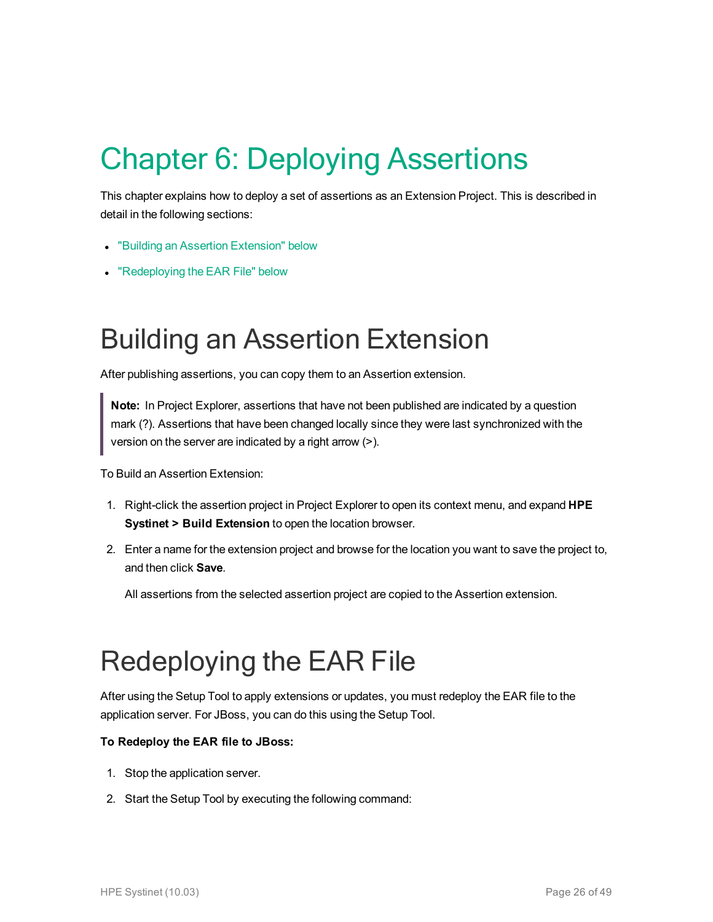# Chapter 6: Deploying Assertions

This chapter explains how to deploy a set of assertions as an Extension Project. This is described in detail in the following sections:

- "Building an Assertion Extension" below
- "Redeploying the EAR File" below

## Building an Assertion Extension

After publishing assertions, you can copy them to an Assertion extension.

> **Note:** In Project Explorer, assertions that have not been published are indicated by a question mark (?). Assertions that have been changed locally since they were last synchronized with the version on the server are indicated by a right arrow (>).

To Build an Assertion Extension:

1. Right-click the assertion project in Project Explorer to open its context menu, and expand **HPE Systinet > Build Extension** to open the location browser.
2. Enter a name for the extension project and browse for the location you want to save the project to, and then click **Save**.

   All assertions from the selected assertion project are copied to the Assertion extension.

## Redeploying the EAR File

After using the Setup Tool to apply extensions or updates, you must redeploy the EAR file to the application server. For JBoss, you can do this using the Setup Tool.

**To Redeploy the EAR file to JBoss:**

1. Stop the application server.
2. Start the Setup Tool by executing the following command: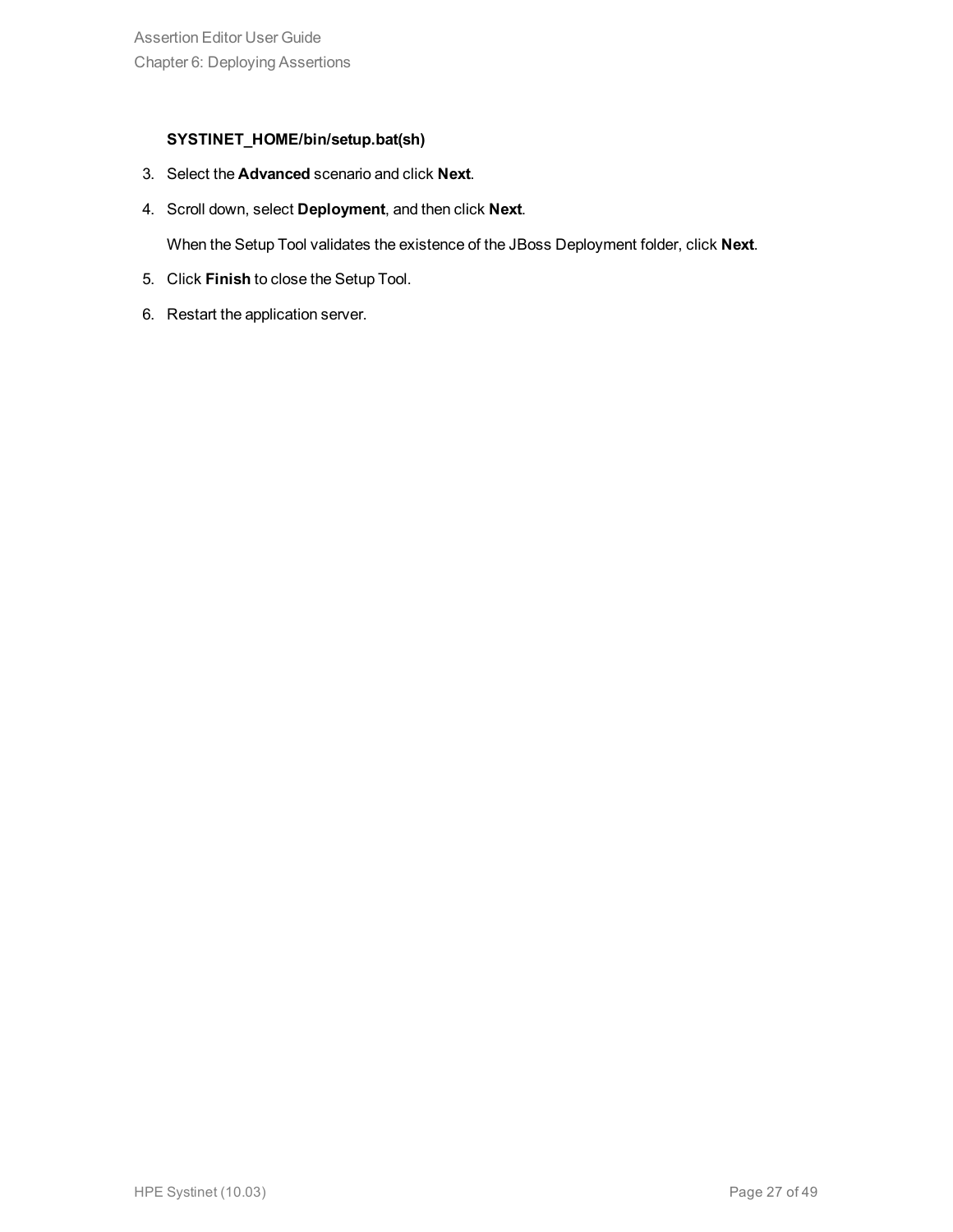**SYSTINET_HOME/bin/setup.bat(sh)**

3. Select the **Advanced** scenario and click **Next**.
4. Scroll down, select **Deployment**, and then click **Next**.

   When the Setup Tool validates the existence of the JBoss Deployment folder, click **Next**.
5. Click **Finish** to close the Setup Tool.
6. Restart the application server.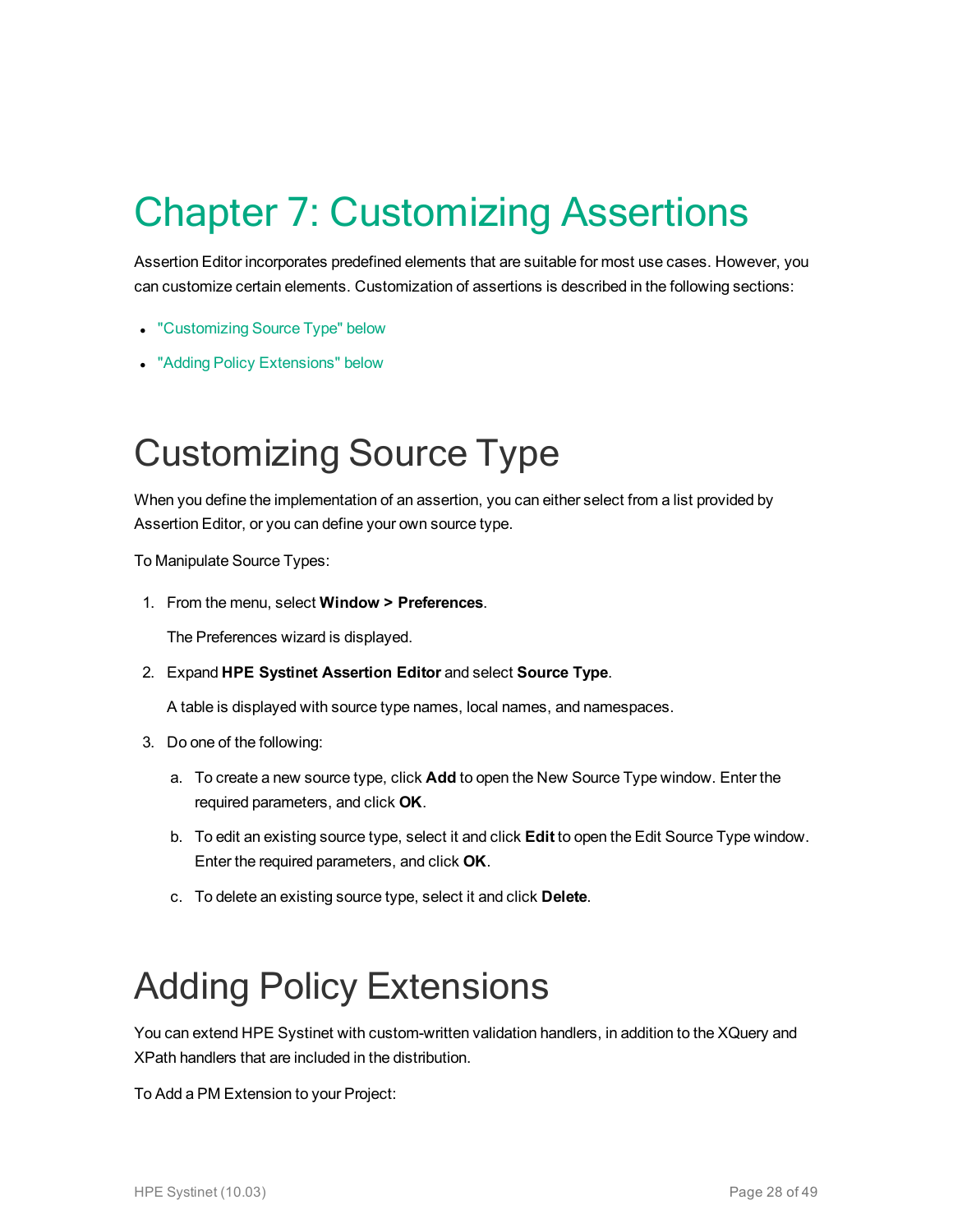# Chapter 7: Customizing Assertions

Assertion Editor incorporates predefined elements that are suitable for most use cases. However, you can customize certain elements. Customization of assertions is described in the following sections:

- "Customizing Source Type" below
- "Adding Policy Extensions" below

## Customizing Source Type

When you define the implementation of an assertion, you can either select from a list provided by Assertion Editor, or you can define your own source type.

To Manipulate Source Types:

1. From the menu, select **Window > Preferences**.

   The Preferences wizard is displayed.

2. Expand **HPE Systinet Assertion Editor** and select **Source Type**.

   A table is displayed with source type names, local names, and namespaces.

3. Do one of the following:

   a. To create a new source type, click **Add** to open the New Source Type window. Enter the required parameters, and click **OK**.

   b. To edit an existing source type, select it and click **Edit** to open the Edit Source Type window. Enter the required parameters, and click **OK**.

   c. To delete an existing source type, select it and click **Delete**.

## Adding Policy Extensions

You can extend HPE Systinet with custom-written validation handlers, in addition to the XQuery and XPath handlers that are included in the distribution.

To Add a PM Extension to your Project: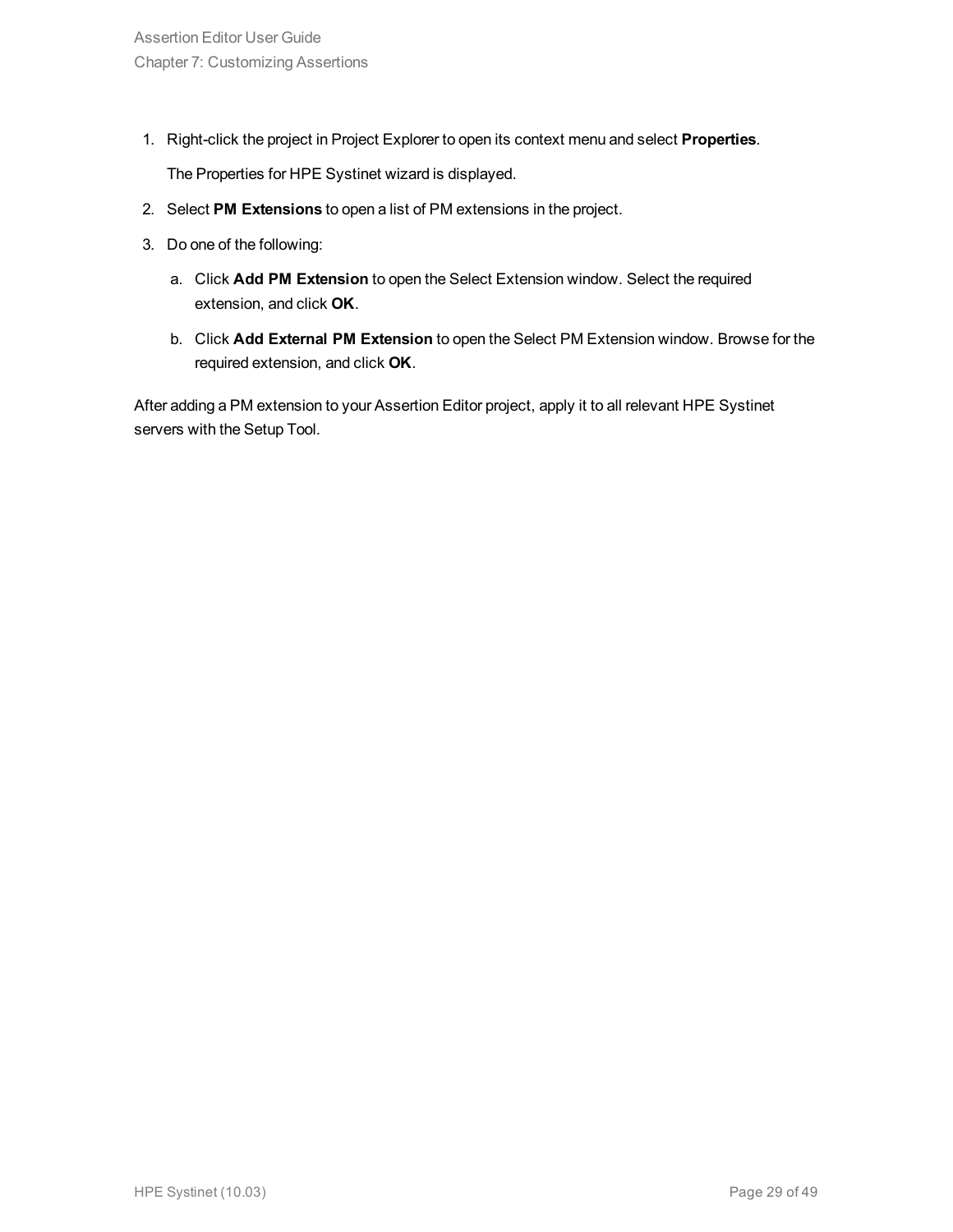1. Right-click the project in Project Explorer to open its context menu and select **Properties**.

   The Properties for HPE Systinet wizard is displayed.

2. Select **PM Extensions** to open a list of PM extensions in the project.

3. Do one of the following:

   a. Click **Add PM Extension** to open the Select Extension window. Select the required extension, and click **OK**.

   b. Click **Add External PM Extension** to open the Select PM Extension window. Browse for the required extension, and click **OK**.

After adding a PM extension to your Assertion Editor project, apply it to all relevant HPE Systinet servers with the Setup Tool.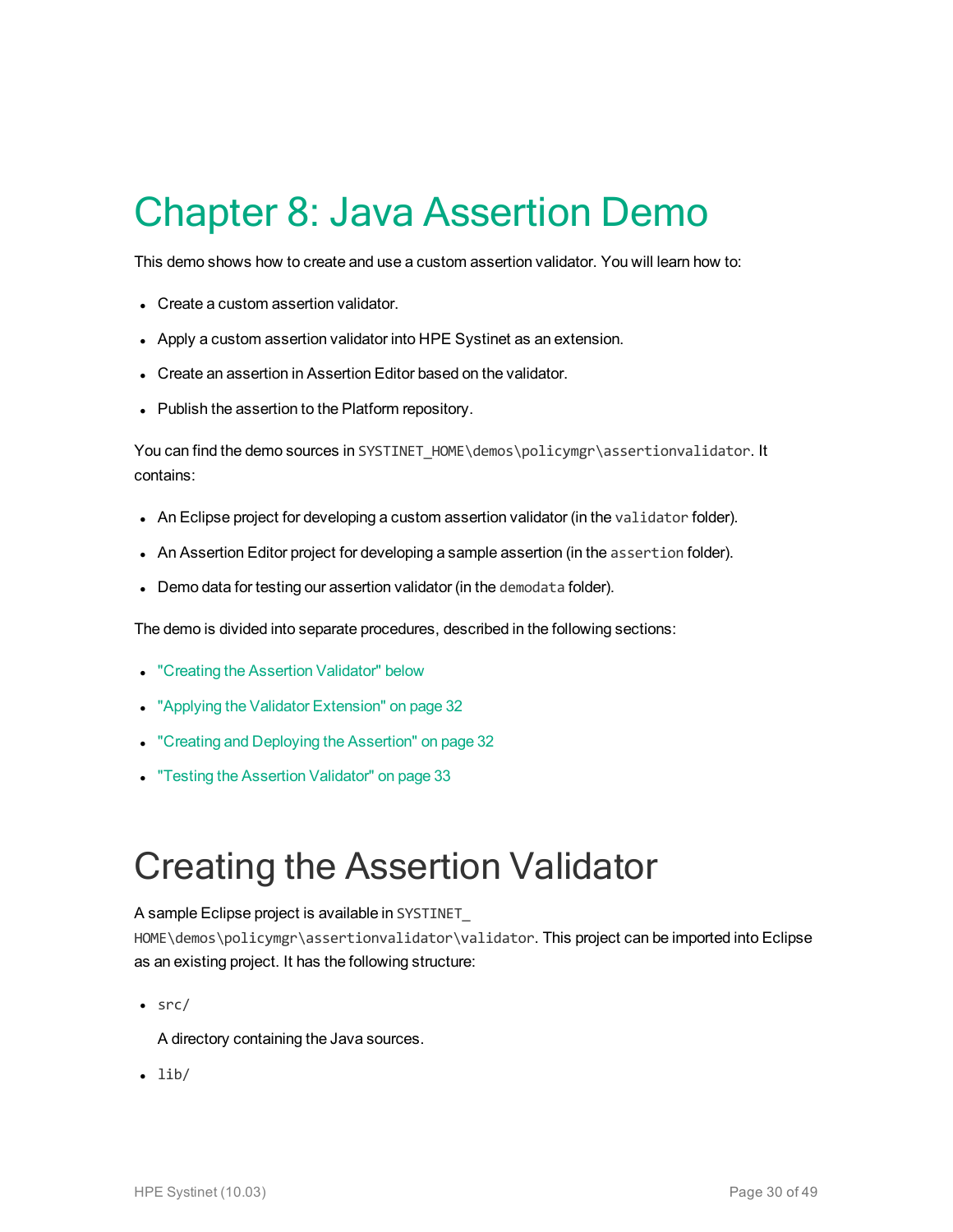# Chapter 8: Java Assertion Demo

This demo shows how to create and use a custom assertion validator. You will learn how to:

- Create a custom assertion validator.
- Apply a custom assertion validator into HPE Systinet as an extension.
- Create an assertion in Assertion Editor based on the validator.
- Publish the assertion to the Platform repository.

You can find the demo sources in `SYSTINET_HOME\demos\policymgr\assertionvalidator`. It contains:

- An Eclipse project for developing a custom assertion validator (in the `validator` folder).
- An Assertion Editor project for developing a sample assertion (in the `assertion` folder).
- Demo data for testing our assertion validator (in the `demodata` folder).

The demo is divided into separate procedures, described in the following sections:

- "Creating the Assertion Validator" below
- "Applying the Validator Extension" on page 32
- "Creating and Deploying the Assertion" on page 32
- "Testing the Assertion Validator" on page 33

## Creating the Assertion Validator

A sample Eclipse project is available in `SYSTINET_HOME\demos\policymgr\assertionvalidator\validator`. This project can be imported into Eclipse as an existing project. It has the following structure:

- `src/`

  A directory containing the Java sources.

- `lib/`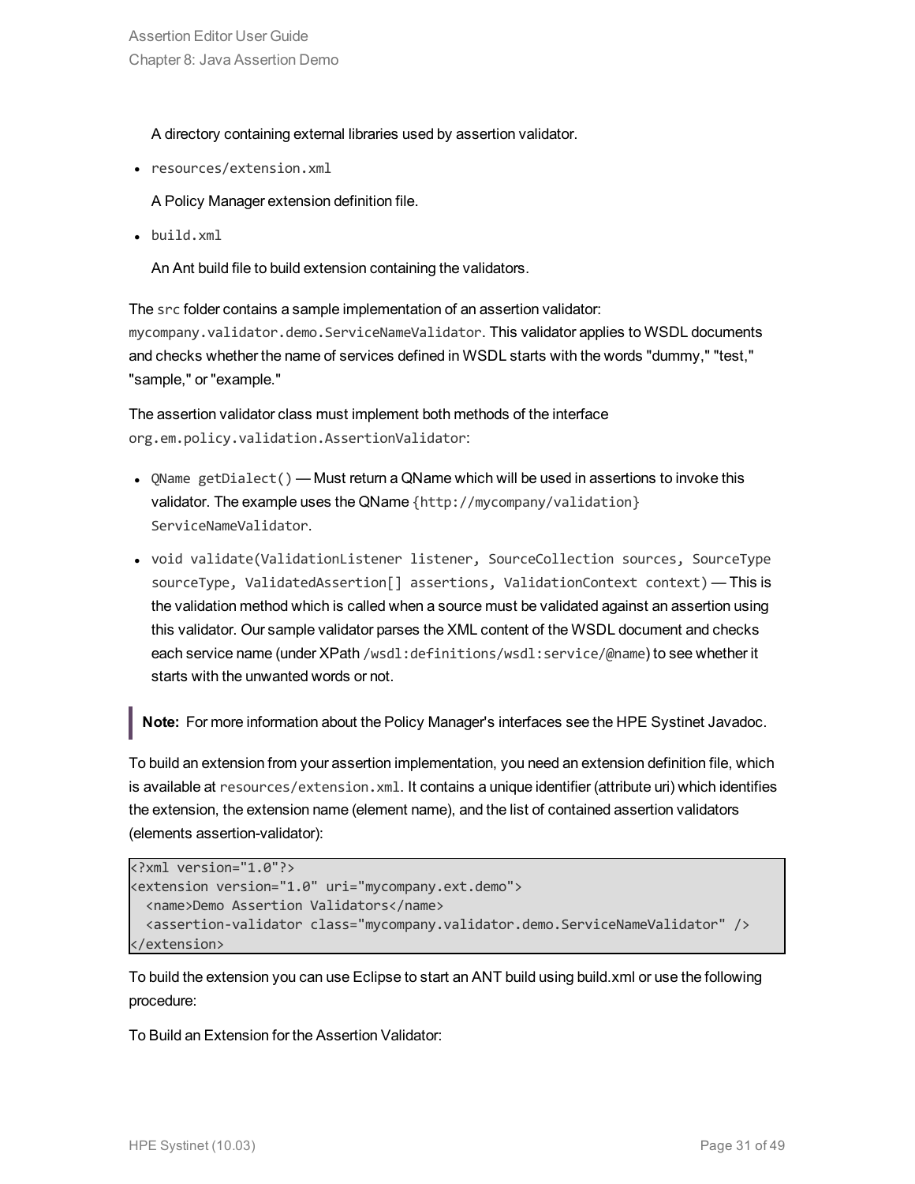A directory containing external libraries used by assertion validator.

- `resources/extension.xml`

  A Policy Manager extension definition file.

- `build.xml`

  An Ant build file to build extension containing the validators.

The `src` folder contains a sample implementation of an assertion validator: `mycompany.validator.demo.ServiceNameValidator`. This validator applies to WSDL documents and checks whether the name of services defined in WSDL starts with the words "dummy," "test," "sample," or "example."

The assertion validator class must implement both methods of the interface `org.em.policy.validation.AssertionValidator`:

- `QName getDialect()` — Must return a QName which will be used in assertions to invoke this validator. The example uses the QName `{http://mycompany/validation}ServiceNameValidator`.

- `void validate(ValidationListener listener, SourceCollection sources, SourceType sourceType, ValidatedAssertion[] assertions, ValidationContext context)` — This is the validation method which is called when a source must be validated against an assertion using this validator. Our sample validator parses the XML content of the WSDL document and checks each service name (under XPath `/wsdl:definitions/wsdl:service/@name`) to see whether it starts with the unwanted words or not.

> **Note:** For more information about the Policy Manager's interfaces see the HPE Systinet Javadoc.

To build an extension from your assertion implementation, you need an extension definition file, which is available at `resources/extension.xml`. It contains a unique identifier (attribute uri) which identifies the extension, the extension name (element name), and the list of contained assertion validators (elements assertion-validator):

```
<?xml version="1.0"?>
<extension version="1.0" uri="mycompany.ext.demo">
  <name>Demo Assertion Validators</name>
  <assertion-validator class="mycompany.validator.demo.ServiceNameValidator" />
</extension>
```

To build the extension you can use Eclipse to start an ANT build using build.xml or use the following procedure:

To Build an Extension for the Assertion Validator: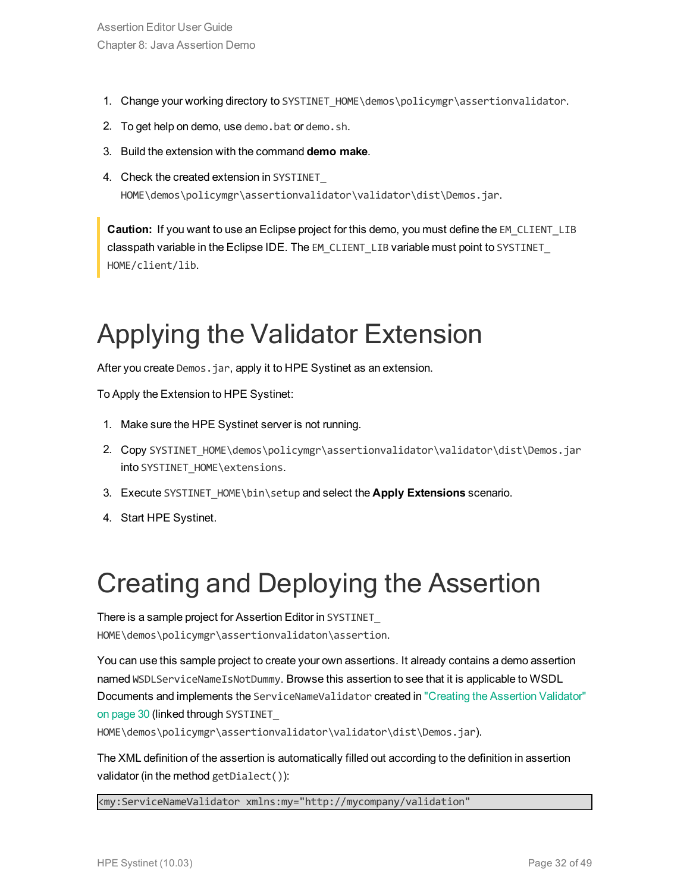1. Change your working directory to `SYSTINET_HOME\demos\policymgr\assertionvalidator`.
2. To get help on demo, use `demo.bat` or `demo.sh`.
3. Build the extension with the command **demo make**.
4. Check the created extension in `SYSTINET_HOME\demos\policymgr\assertionvalidator\validator\dist\Demos.jar`.

> **Caution:** If you want to use an Eclipse project for this demo, you must define the `EM_CLIENT_LIB` classpath variable in the Eclipse IDE. The `EM_CLIENT_LIB` variable must point to `SYSTINET_HOME/client/lib`.

# Applying the Validator Extension

After you create `Demos.jar`, apply it to HPE Systinet as an extension.

To Apply the Extension to HPE Systinet:

1. Make sure the HPE Systinet server is not running.
2. Copy `SYSTINET_HOME\demos\policymgr\assertionvalidator\validator\dist\Demos.jar` into `SYSTINET_HOME\extensions`.
3. Execute `SYSTINET_HOME\bin\setup` and select the **Apply Extensions** scenario.
4. Start HPE Systinet.

# Creating and Deploying the Assertion

There is a sample project for Assertion Editor in `SYSTINET_HOME\demos\policymgr\assertionvalidaton\assertion`.

You can use this sample project to create your own assertions. It already contains a demo assertion named `WSDLServiceNameIsNotDummy`. Browse this assertion to see that it is applicable to WSDL Documents and implements the `ServiceNameValidator` created in "Creating the Assertion Validator" on page 30 (linked through `SYSTINET_HOME\demos\policymgr\assertionvalidator\validator\dist\Demos.jar`).

The XML definition of the assertion is automatically filled out according to the definition in assertion validator (in the method `getDialect()`):

```
<my:ServiceNameValidator xmlns:my="http://mycompany/validation"
```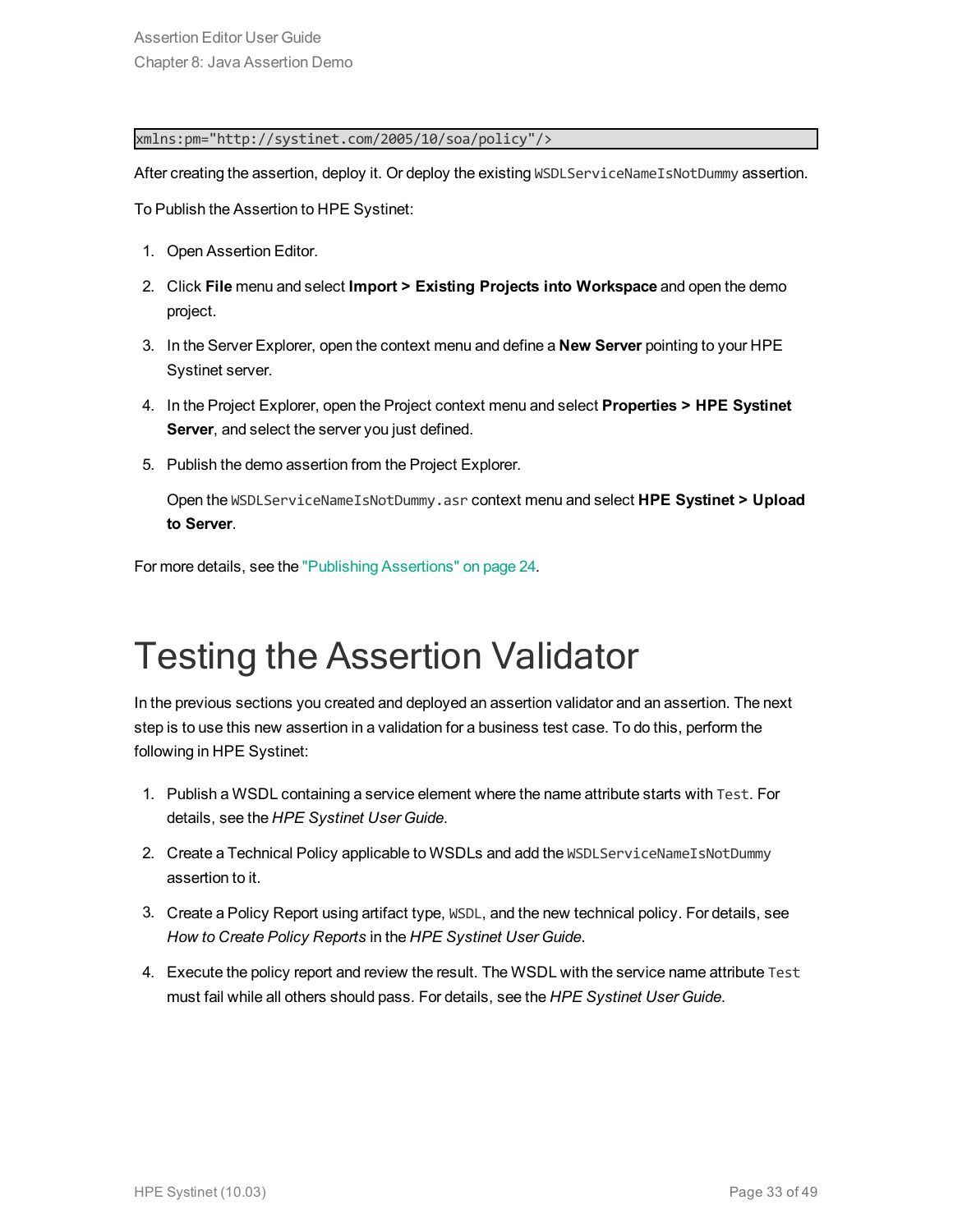```
xmlns:pm="http://systinet.com/2005/10/soa/policy"/>
```

After creating the assertion, deploy it. Or deploy the existing `WSDLServiceNameIsNotDummy` assertion.

To Publish the Assertion to HPE Systinet:

1. Open Assertion Editor.
2. Click **File** menu and select **Import > Existing Projects into Workspace** and open the demo project.
3. In the Server Explorer, open the context menu and define a **New Server** pointing to your HPE Systinet server.
4. In the Project Explorer, open the Project context menu and select **Properties > HPE Systinet Server**, and select the server you just defined.
5. Publish the demo assertion from the Project Explorer.

   Open the `WSDLServiceNameIsNotDummy.asr` context menu and select **HPE Systinet > Upload to Server**.

For more details, see the "Publishing Assertions" on page 24.

# Testing the Assertion Validator

In the previous sections you created and deployed an assertion validator and an assertion. The next step is to use this new assertion in a validation for a business test case. To do this, perform the following in HPE Systinet:

1. Publish a WSDL containing a service element where the name attribute starts with `Test`. For details, see the *HPE Systinet User Guide*.
2. Create a Technical Policy applicable to WSDLs and add the `WSDLServiceNameIsNotDummy` assertion to it.
3. Create a Policy Report using artifact type, `WSDL`, and the new technical policy. For details, see *How to Create Policy Reports* in the *HPE Systinet User Guide*.
4. Execute the policy report and review the result. The WSDL with the service name attribute `Test` must fail while all others should pass. For details, see the *HPE Systinet User Guide*.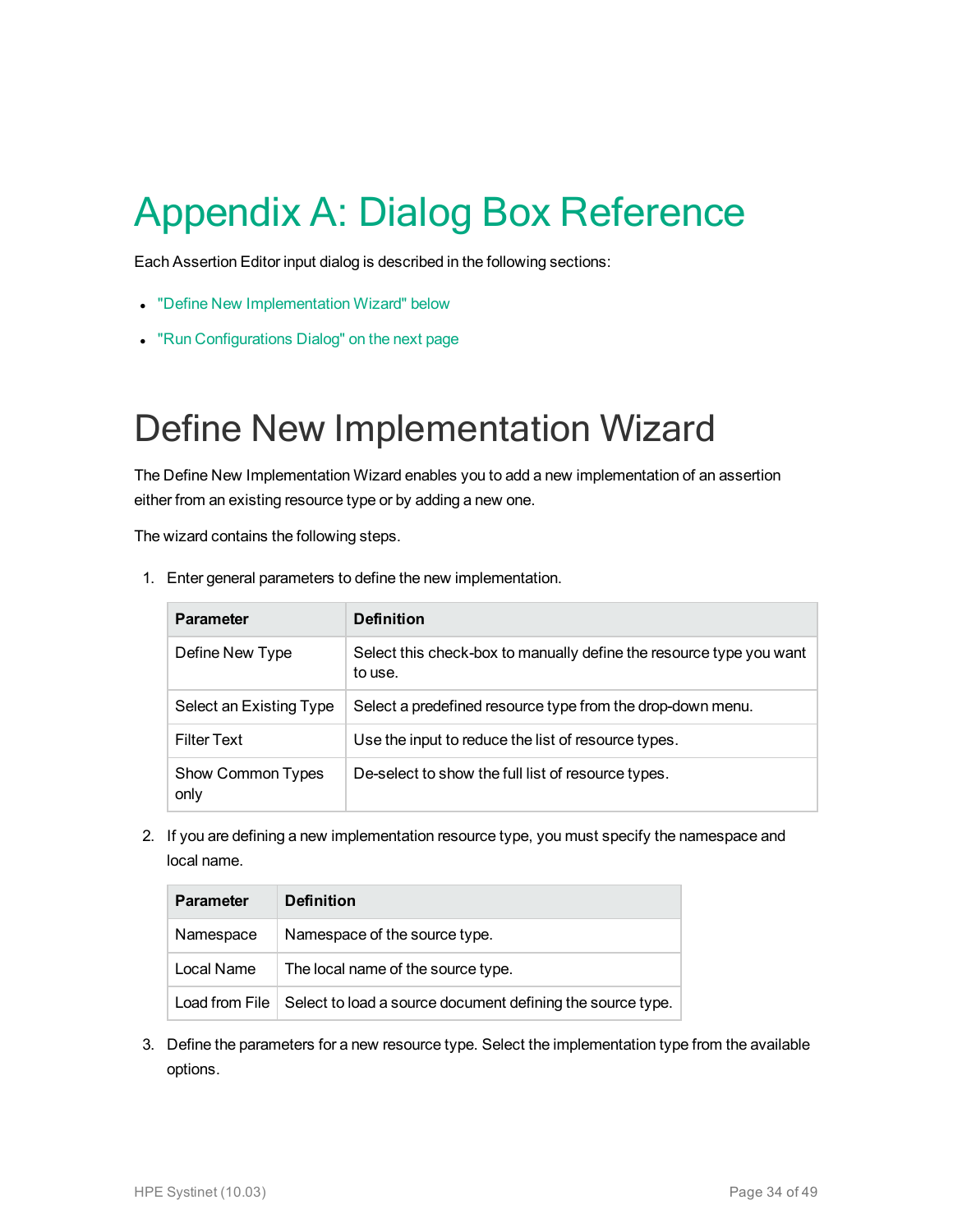# Appendix A: Dialog Box Reference

Each Assertion Editor input dialog is described in the following sections:

- "Define New Implementation Wizard" below
- "Run Configurations Dialog" on the next page

## Define New Implementation Wizard

The Define New Implementation Wizard enables you to add a new implementation of an assertion either from an existing resource type or by adding a new one.

The wizard contains the following steps.

1. Enter general parameters to define the new implementation.

| Parameter | Definition |
| --- | --- |
| Define New Type | Select this check-box to manually define the resource type you want to use. |
| Select an Existing Type | Select a predefined resource type from the drop-down menu. |
| Filter Text | Use the input to reduce the list of resource types. |
| Show Common Types only | De-select to show the full list of resource types. |

2. If you are defining a new implementation resource type, you must specify the namespace and local name.

| Parameter | Definition |
| --- | --- |
| Namespace | Namespace of the source type. |
| Local Name | The local name of the source type. |
| Load from File | Select to load a source document defining the source type. |

3. Define the parameters for a new resource type. Select the implementation type from the available options.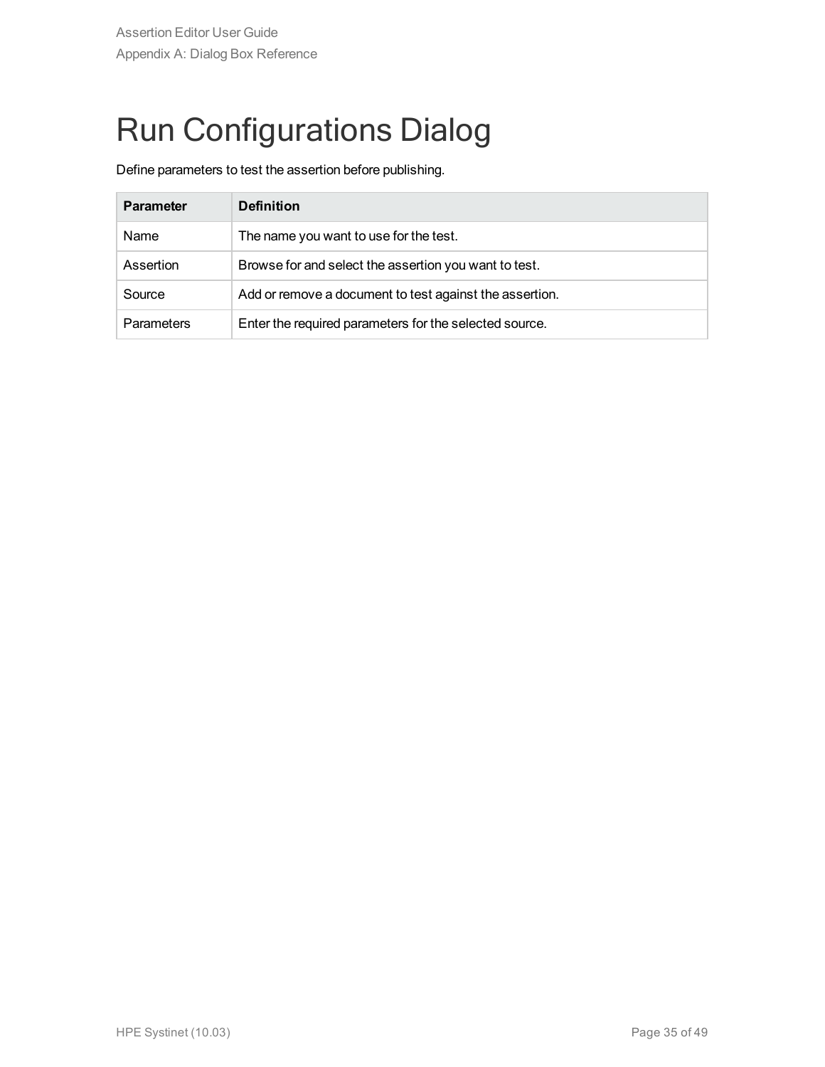# Run Configurations Dialog

Define parameters to test the assertion before publishing.

| Parameter | Definition |
|---|---|
| Name | The name you want to use for the test. |
| Assertion | Browse for and select the assertion you want to test. |
| Source | Add or remove a document to test against the assertion. |
| Parameters | Enter the required parameters for the selected source. |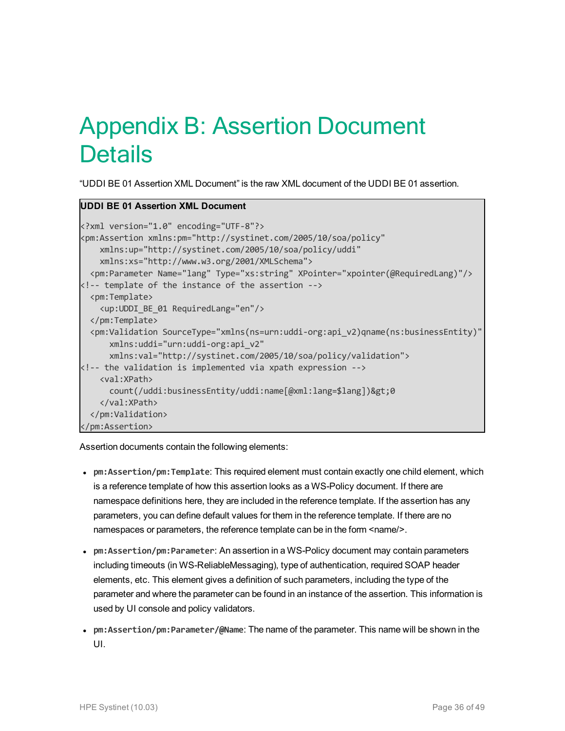# Appendix B: Assertion Document Details

“UDDI BE 01 Assertion XML Document” is the raw XML document of the UDDI BE 01 assertion.

**UDDI BE 01 Assertion XML Document**

```
<?xml version="1.0" encoding="UTF-8"?>
<pm:Assertion xmlns:pm="http://systinet.com/2005/10/soa/policy"
    xmlns:up="http://systinet.com/2005/10/soa/policy/uddi"
    xmlns:xs="http://www.w3.org/2001/XMLSchema">
  <pm:Parameter Name="lang" Type="xs:string" XPointer="xpointer(@RequiredLang)"/>
<!-- template of the instance of the assertion -->
  <pm:Template>
    <up:UDDI_BE_01 RequiredLang="en"/>
  </pm:Template>
  <pm:Validation SourceType="xmlns(ns=urn:uddi-org:api_v2)qname(ns:businessEntity)"
      xmlns:uddi="urn:uddi-org:api_v2"
      xmlns:val="http://systinet.com/2005/10/soa/policy/validation">
<!-- the validation is implemented via xpath expression -->
    <val:XPath>
      count(/uddi:businessEntity/uddi:name[@xml:lang=$lang])&gt;0
    </val:XPath>
  </pm:Validation>
</pm:Assertion>
```

Assertion documents contain the following elements:

- `pm:Assertion/pm:Template`: This required element must contain exactly one child element, which is a reference template of how this assertion looks as a WS-Policy document. If there are namespace definitions here, they are included in the reference template. If the assertion has any parameters, you can define default values for them in the reference template. If there are no namespaces or parameters, the reference template can be in the form <name/>.
- `pm:Assertion/pm:Parameter`: An assertion in a WS-Policy document may contain parameters including timeouts (in WS-ReliableMessaging), type of authentication, required SOAP header elements, etc. This element gives a definition of such parameters, including the type of the parameter and where the parameter can be found in an instance of the assertion. This information is used by UI console and policy validators.
- `pm:Assertion/pm:Parameter/@Name`: The name of the parameter. This name will be shown in the UI.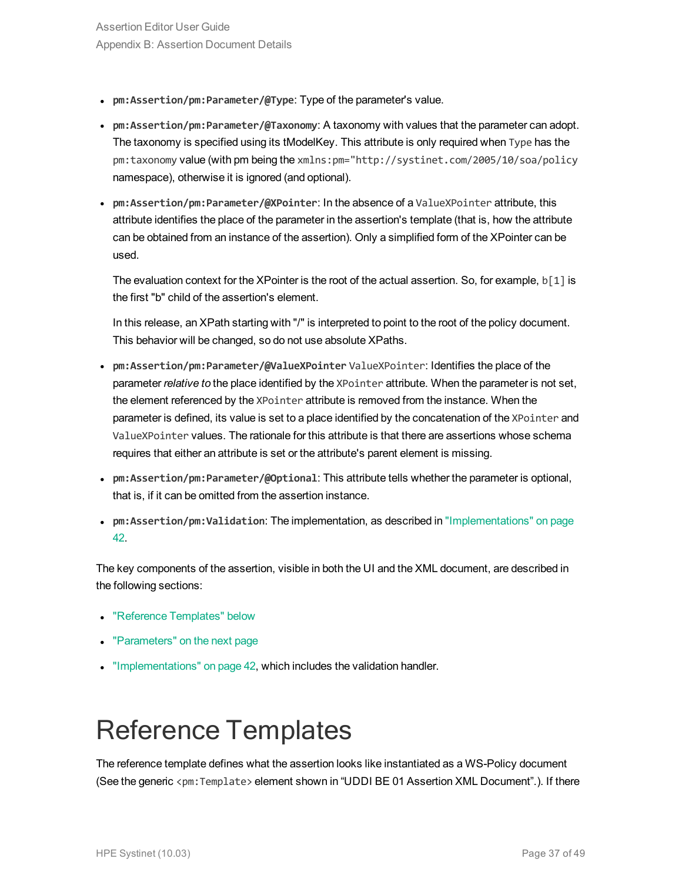- **`pm:Assertion/pm:Parameter/@Type`**: Type of the parameter's value.
- **`pm:Assertion/pm:Parameter/@Taxonomy`**: A taxonomy with values that the parameter can adopt. The taxonomy is specified using its tModelKey. This attribute is only required when `Type` has the `pm:taxonomy` value (with pm being the `xmlns:pm="http://systinet.com/2005/10/soa/policy` namespace), otherwise it is ignored (and optional).
- **`pm:Assertion/pm:Parameter/@XPointer`**: In the absence of a `ValueXPointer` attribute, this attribute identifies the place of the parameter in the assertion's template (that is, how the attribute can be obtained from an instance of the assertion). Only a simplified form of the XPointer can be used.

  The evaluation context for the XPointer is the root of the actual assertion. So, for example, `b[1]` is the first "b" child of the assertion's element.

  In this release, an XPath starting with "/" is interpreted to point to the root of the policy document. This behavior will be changed, so do not use absolute XPaths.
- **`pm:Assertion/pm:Parameter/@ValueXPointer`** `ValueXPointer`: Identifies the place of the parameter *relative to* the place identified by the `XPointer` attribute. When the parameter is not set, the element referenced by the `XPointer` attribute is removed from the instance. When the parameter is defined, its value is set to a place identified by the concatenation of the `XPointer` and `ValueXPointer` values. The rationale for this attribute is that there are assertions whose schema requires that either an attribute is set or the attribute's parent element is missing.
- **`pm:Assertion/pm:Parameter/@Optional`**: This attribute tells whether the parameter is optional, that is, if it can be omitted from the assertion instance.
- **`pm:Assertion/pm:Validation`**: The implementation, as described in "Implementations" on page 42.

The key components of the assertion, visible in both the UI and the XML document, are described in the following sections:

- "Reference Templates" below
- "Parameters" on the next page
- "Implementations" on page 42, which includes the validation handler.

# Reference Templates

The reference template defines what the assertion looks like instantiated as a WS-Policy document (See the generic `<pm:Template>` element shown in "UDDI BE 01 Assertion XML Document".). If there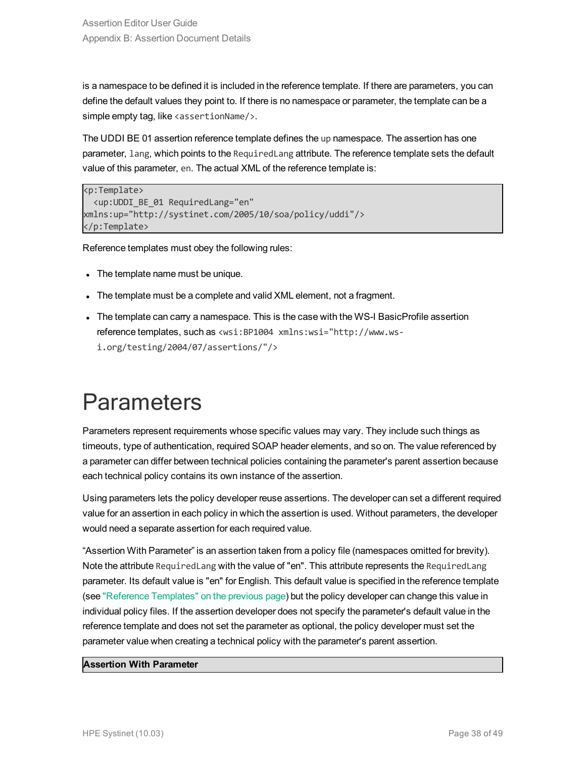is a namespace to be defined it is included in the reference template. If there are parameters, you can define the default values they point to. If there is no namespace or parameter, the template can be a simple empty tag, like `<assertionName/>`.

The UDDI BE 01 assertion reference template defines the `up` namespace. The assertion has one parameter, `lang`, which points to the `RequiredLang` attribute. The reference template sets the default value of this parameter, `en`. The actual XML of the reference template is:

```
<p:Template>
  <up:UDDI_BE_01 RequiredLang="en"
xmlns:up="http://systinet.com/2005/10/soa/policy/uddi"/>
</p:Template>
```

Reference templates must obey the following rules:

- The template name must be unique.
- The template must be a complete and valid XML element, not a fragment.
- The template can carry a namespace. This is the case with the WS-I BasicProfile assertion reference templates, such as `<wsi:BP1004 xmlns:wsi="http://www.ws-i.org/testing/2004/07/assertions/"/>`

# Parameters

Parameters represent requirements whose specific values may vary. They include such things as timeouts, type of authentication, required SOAP header elements, and so on. The value referenced by a parameter can differ between technical policies containing the parameter's parent assertion because each technical policy contains its own instance of the assertion.

Using parameters lets the policy developer reuse assertions. The developer can set a different required value for an assertion in each policy in which the assertion is used. Without parameters, the developer would need a separate assertion for each required value.

“Assertion With Parameter” is an assertion taken from a policy file (namespaces omitted for brevity). Note the attribute `RequiredLang` with the value of "en". This attribute represents the `RequiredLang` parameter. Its default value is "en" for English. This default value is specified in the reference template (see "Reference Templates" on the previous page) but the policy developer can change this value in individual policy files. If the assertion developer does not specify the parameter's default value in the reference template and does not set the parameter as optional, the policy developer must set the parameter value when creating a technical policy with the parameter's parent assertion.

**Assertion With Parameter**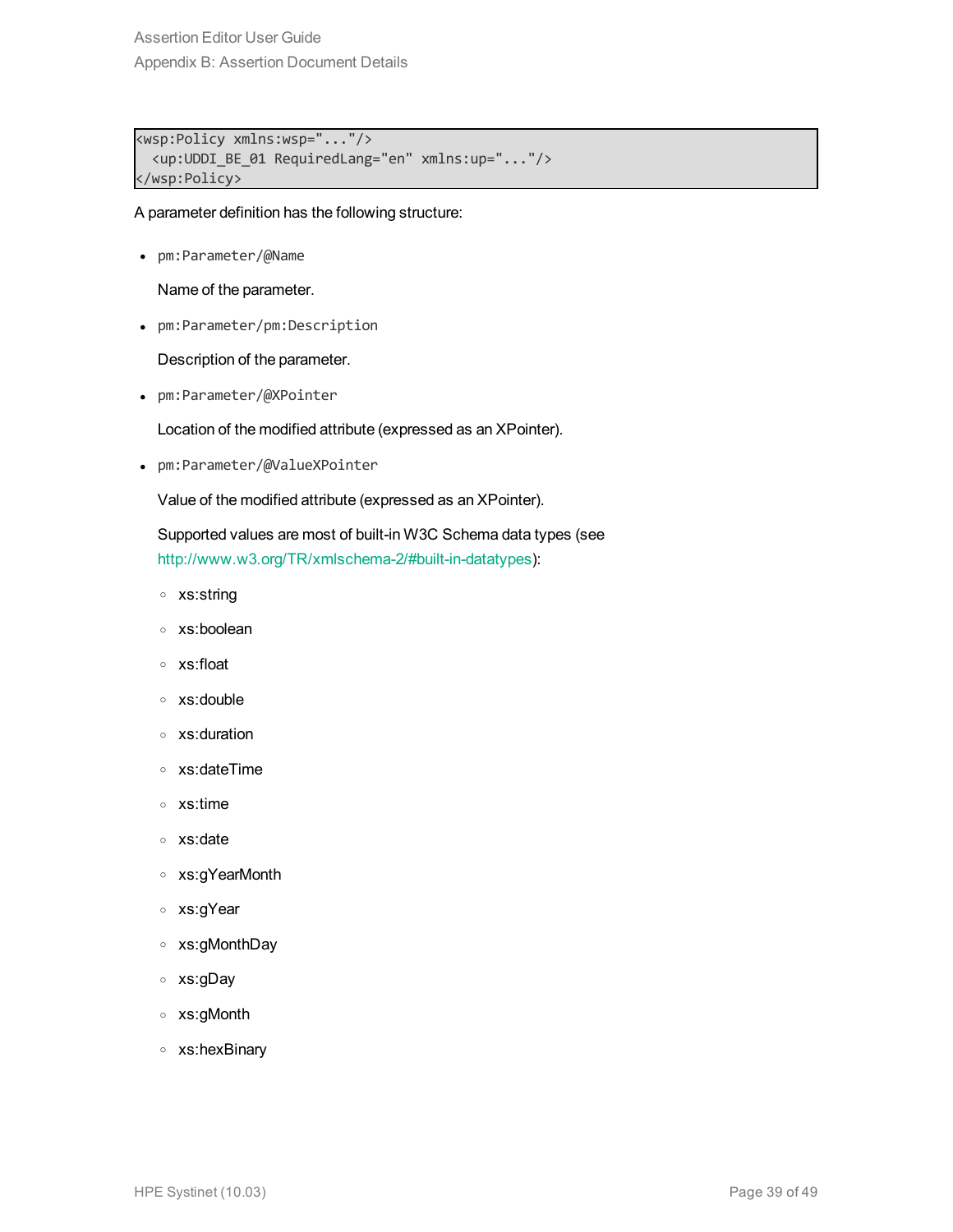```
<wsp:Policy xmlns:wsp="..."/>
  <up:UDDI_BE_01 RequiredLang="en" xmlns:up="..."/>
</wsp:Policy>
```

A parameter definition has the following structure:

- `pm:Parameter/@Name`

  Name of the parameter.

- `pm:Parameter/pm:Description`

  Description of the parameter.

- `pm:Parameter/@XPointer`

  Location of the modified attribute (expressed as an XPointer).

- `pm:Parameter/@ValueXPointer`

  Value of the modified attribute (expressed as an XPointer).

  Supported values are most of built-in W3C Schema data types (see http://www.w3.org/TR/xmlschema-2/#built-in-datatypes):

  - xs:string
  - xs:boolean
  - xs:float
  - xs:double
  - xs:duration
  - xs:dateTime
  - xs:time
  - xs:date
  - xs:gYearMonth
  - xs:gYear
  - xs:gMonthDay
  - xs:gDay
  - xs:gMonth
  - xs:hexBinary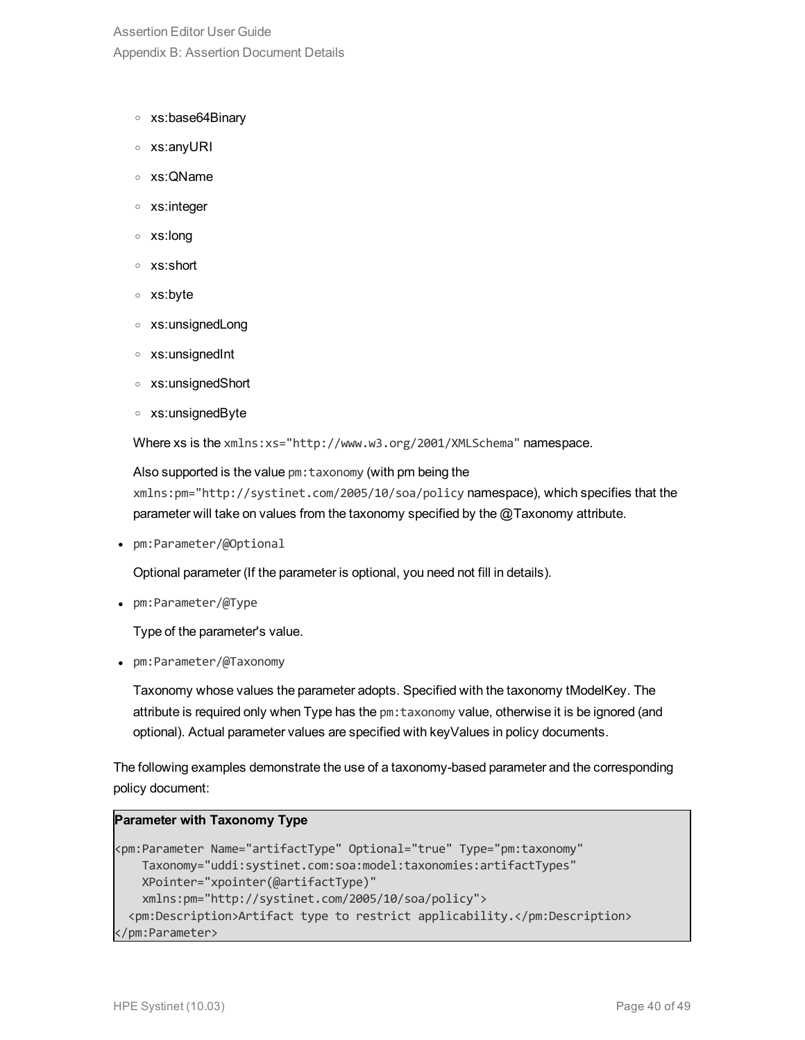- xs:base64Binary
- xs:anyURI
- xs:QName
- xs:integer
- xs:long
- xs:short
- xs:byte
- xs:unsignedLong
- xs:unsignedInt
- xs:unsignedShort
- xs:unsignedByte

  Where xs is the `xmlns:xs="http://www.w3.org/2001/XMLSchema"` namespace.

  Also supported is the value `pm:taxonomy` (with pm being the `xmlns:pm="http://systinet.com/2005/10/soa/policy` namespace), which specifies that the parameter will take on values from the taxonomy specified by the @Taxonomy attribute.

- `pm:Parameter/@Optional`

  Optional parameter (If the parameter is optional, you need not fill in details).

- `pm:Parameter/@Type`

  Type of the parameter's value.

- `pm:Parameter/@Taxonomy`

  Taxonomy whose values the parameter adopts. Specified with the taxonomy tModelKey. The attribute is required only when Type has the `pm:taxonomy` value, otherwise it is be ignored (and optional). Actual parameter values are specified with keyValues in policy documents.

The following examples demonstrate the use of a taxonomy-based parameter and the corresponding policy document:

**Parameter with Taxonomy Type**

```
<pm:Parameter Name="artifactType" Optional="true" Type="pm:taxonomy"
    Taxonomy="uddi:systinet.com:soa:model:taxonomies:artifactTypes"
    XPointer="xpointer(@artifactType)"
    xmlns:pm="http://systinet.com/2005/10/soa/policy">
  <pm:Description>Artifact type to restrict applicability.</pm:Description>
</pm:Parameter>
```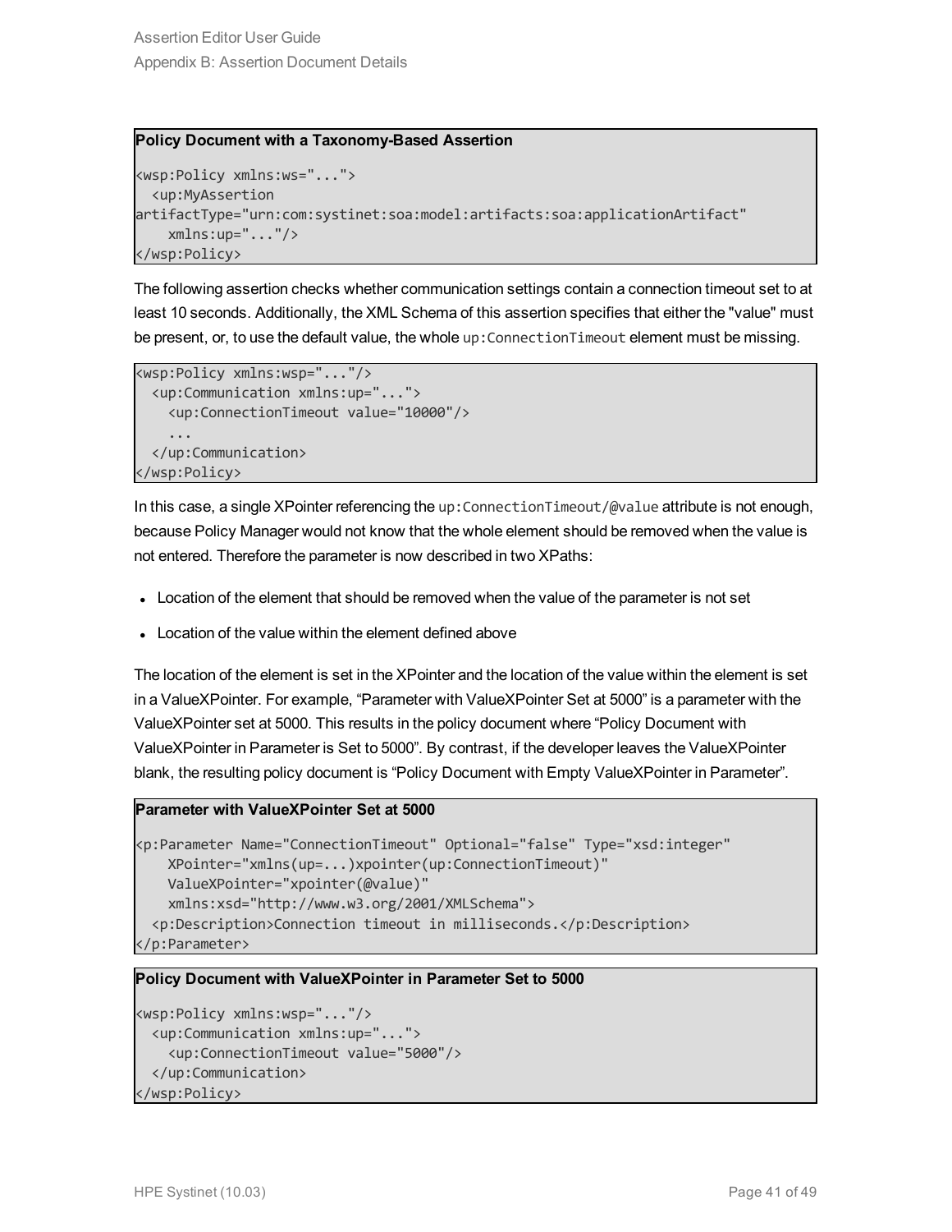**Policy Document with a Taxonomy-Based Assertion**

```
<wsp:Policy xmlns:ws="...">
  <up:MyAssertion
artifactType="urn:com:systinet:soa:model:artifacts:soa:applicationArtifact"
    xmlns:up="..."/>
</wsp:Policy>
```

The following assertion checks whether communication settings contain a connection timeout set to at least 10 seconds. Additionally, the XML Schema of this assertion specifies that either the "value" must be present, or, to use the default value, the whole `up:ConnectionTimeout` element must be missing.

```
<wsp:Policy xmlns:wsp="..."/>
  <up:Communication xmlns:up="...">
    <up:ConnectionTimeout value="10000"/>
    ...
  </up:Communication>
</wsp:Policy>
```

In this case, a single XPointer referencing the `up:ConnectionTimeout/@value` attribute is not enough, because Policy Manager would not know that the whole element should be removed when the value is not entered. Therefore the parameter is now described in two XPaths:

- Location of the element that should be removed when the value of the parameter is not set
- Location of the value within the element defined above

The location of the element is set in the XPointer and the location of the value within the element is set in a ValueXPointer. For example, “Parameter with ValueXPointer Set at 5000” is a parameter with the ValueXPointer set at 5000. This results in the policy document where “Policy Document with ValueXPointer in Parameter is Set to 5000”. By contrast, if the developer leaves the ValueXPointer blank, the resulting policy document is “Policy Document with Empty ValueXPointer in Parameter”.

**Parameter with ValueXPointer Set at 5000**

```
<p:Parameter Name="ConnectionTimeout" Optional="false" Type="xsd:integer"
    XPointer="xmlns(up=...)xpointer(up:ConnectionTimeout)"
    ValueXPointer="xpointer(@value)"
    xmlns:xsd="http://www.w3.org/2001/XMLSchema">
  <p:Description>Connection timeout in milliseconds.</p:Description>
</p:Parameter>
```

**Policy Document with ValueXPointer in Parameter Set to 5000**

```
<wsp:Policy xmlns:wsp="..."/>
  <up:Communication xmlns:up="...">
    <up:ConnectionTimeout value="5000"/>
  </up:Communication>
</wsp:Policy>
```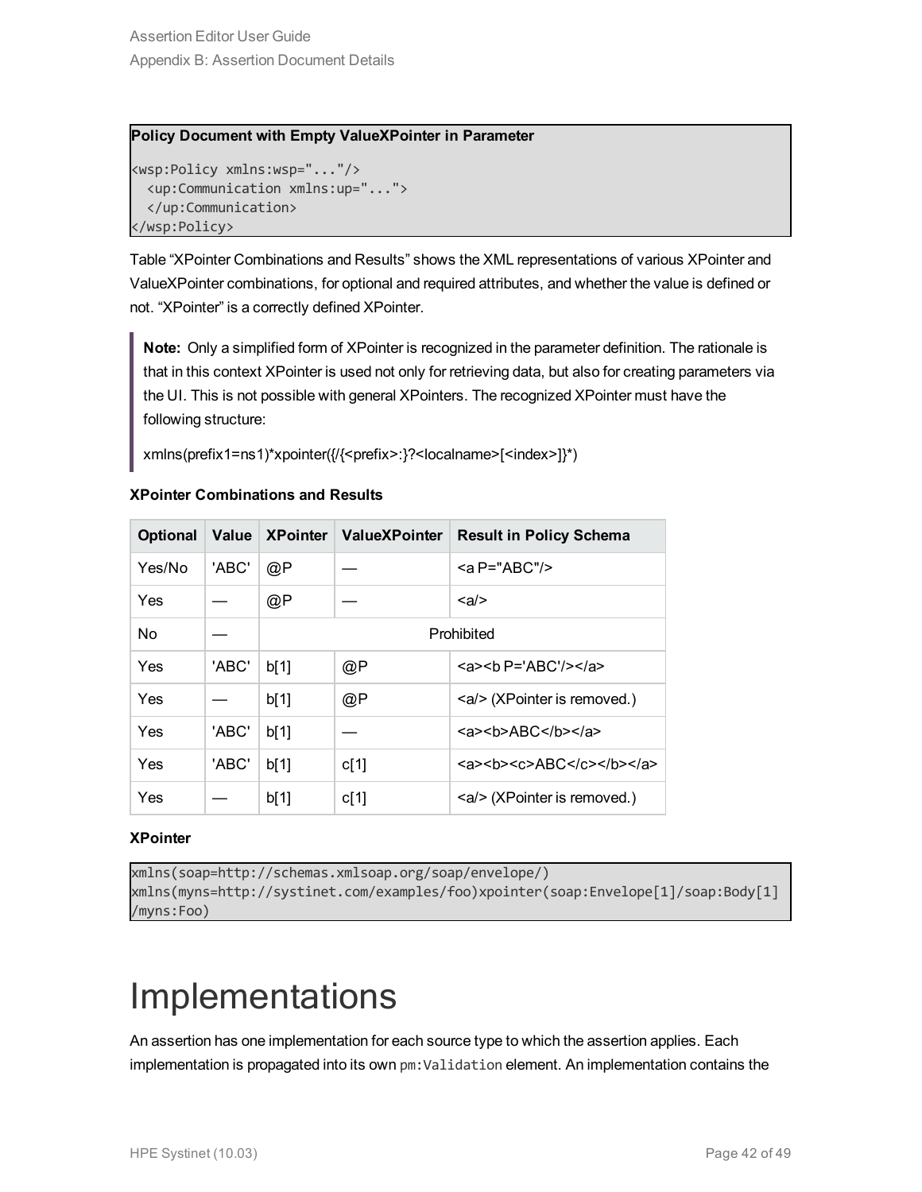**Policy Document with Empty ValueXPointer in Parameter**

```
<wsp:Policy xmlns:wsp="..."/>
  <up:Communication xmlns:up="...">
  </up:Communication>
</wsp:Policy>
```

Table “XPointer Combinations and Results” shows the XML representations of various XPointer and ValueXPointer combinations, for optional and required attributes, and whether the value is defined or not. “XPointer” is a correctly defined XPointer.

> **Note:** Only a simplified form of XPointer is recognized in the parameter definition. The rationale is that in this context XPointer is used not only for retrieving data, but also for creating parameters via the UI. This is not possible with general XPointers. The recognized XPointer must have the following structure:
>
> xmlns(prefix1=ns1)*xpointer({/{<prefix>:}?<localname>[<index>]}*)

**XPointer Combinations and Results**

| Optional | Value | XPointer | ValueXPointer | Result in Policy Schema |
|---|---|---|---|---|
| Yes/No | 'ABC' | @P | — | <a P="ABC"/> |
| Yes | — | @P | — | <a/> |
| No | — | Prohibited | | |
| Yes | 'ABC' | b[1] | @P | <a><b P='ABC'/></a> |
| Yes | — | b[1] | @P | <a/> (XPointer is removed.) |
| Yes | 'ABC' | b[1] | — | <a><b>ABC</b></a> |
| Yes | 'ABC' | b[1] | c[1] | <a><b><c>ABC</c></b></a> |
| Yes | — | b[1] | c[1] | <a/> (XPointer is removed.) |

**XPointer**

```
xmlns(soap=http://schemas.xmlsoap.org/soap/envelope/)
xmlns(myns=http://systinet.com/examples/foo)xpointer(soap:Envelope[1]/soap:Body[1]
/myns:Foo)
```

# Implementations

An assertion has one implementation for each source type to which the assertion applies. Each implementation is propagated into its own `pm:Validation` element. An implementation contains the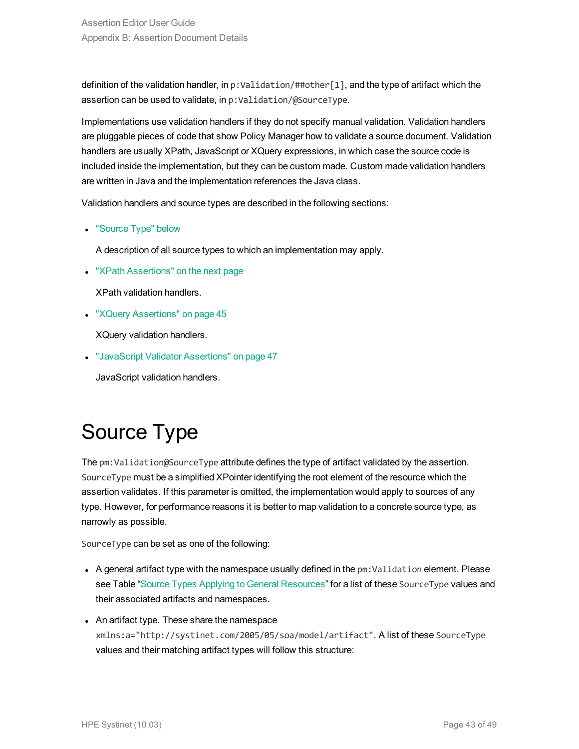definition of the validation handler, in `p:Validation/##other[1]`, and the type of artifact which the assertion can be used to validate, in `p:Validation/@SourceType`.

Implementations use validation handlers if they do not specify manual validation. Validation handlers are pluggable pieces of code that show Policy Manager how to validate a source document. Validation handlers are usually XPath, JavaScript or XQuery expressions, in which case the source code is included inside the implementation, but they can be custom made. Custom made validation handlers are written in Java and the implementation references the Java class.

Validation handlers and source types are described in the following sections:

- "Source Type" below

  A description of all source types to which an implementation may apply.

- "XPath Assertions" on the next page

  XPath validation handlers.

- "XQuery Assertions" on page 45

  XQuery validation handlers.

- "JavaScript Validator Assertions" on page 47

  JavaScript validation handlers.

# Source Type

The `pm:Validation@SourceType` attribute defines the type of artifact validated by the assertion. `SourceType` must be a simplified XPointer identifying the root element of the resource which the assertion validates. If this parameter is omitted, the implementation would apply to sources of any type. However, for performance reasons it is better to map validation to a concrete source type, as narrowly as possible.

`SourceType` can be set as one of the following:

- A general artifact type with the namespace usually defined in the `pm:Validation` element. Please see Table "Source Types Applying to General Resources" for a list of these `SourceType` values and their associated artifacts and namespaces.

- An artifact type. These share the namespace `xmlns:a="http://systinet.com/2005/05/soa/model/artifact"`. A list of these `SourceType` values and their matching artifact types will follow this structure: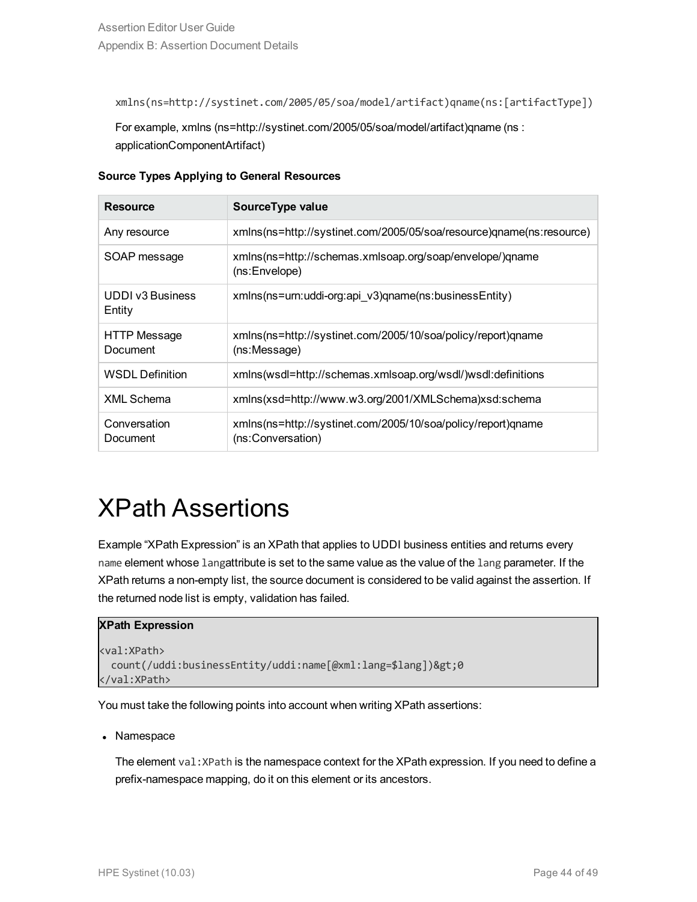```
xmlns(ns=http://systinet.com/2005/05/soa/model/artifact)qname(ns:[artifactType])
```

For example, xmlns (ns=http://systinet.com/2005/05/soa/model/artifact)qname (ns : applicationComponentArtifact)

**Source Types Applying to General Resources**

| Resource | SourceType value |
|---|---|
| Any resource | xmlns(ns=http://systinet.com/2005/05/soa/resource)qname(ns:resource) |
| SOAP message | xmlns(ns=http://schemas.xmlsoap.org/soap/envelope/)qname (ns:Envelope) |
| UDDI v3 Business Entity | xmlns(ns=urn:uddi-org:api_v3)qname(ns:businessEntity) |
| HTTP Message Document | xmlns(ns=http://systinet.com/2005/10/soa/policy/report)qname (ns:Message) |
| WSDL Definition | xmlns(wsdl=http://schemas.xmlsoap.org/wsdl/)wsdl:definitions |
| XML Schema | xmlns(xsd=http://www.w3.org/2001/XMLSchema)xsd:schema |
| Conversation Document | xmlns(ns=http://systinet.com/2005/10/soa/policy/report)qname (ns:Conversation) |

# XPath Assertions

Example "XPath Expression" is an XPath that applies to UDDI business entities and returns every `name` element whose `lang`attribute is set to the same value as the value of the `lang` parameter. If the XPath returns a non-empty list, the source document is considered to be valid against the assertion. If the returned node list is empty, validation has failed.

**XPath Expression**

```
<val:XPath>
  count(/uddi:businessEntity/uddi:name[@xml:lang=$lang])&gt;0
</val:XPath>
```

You must take the following points into account when writing XPath assertions:

- Namespace

  The element `val:XPath` is the namespace context for the XPath expression. If you need to define a prefix-namespace mapping, do it on this element or its ancestors.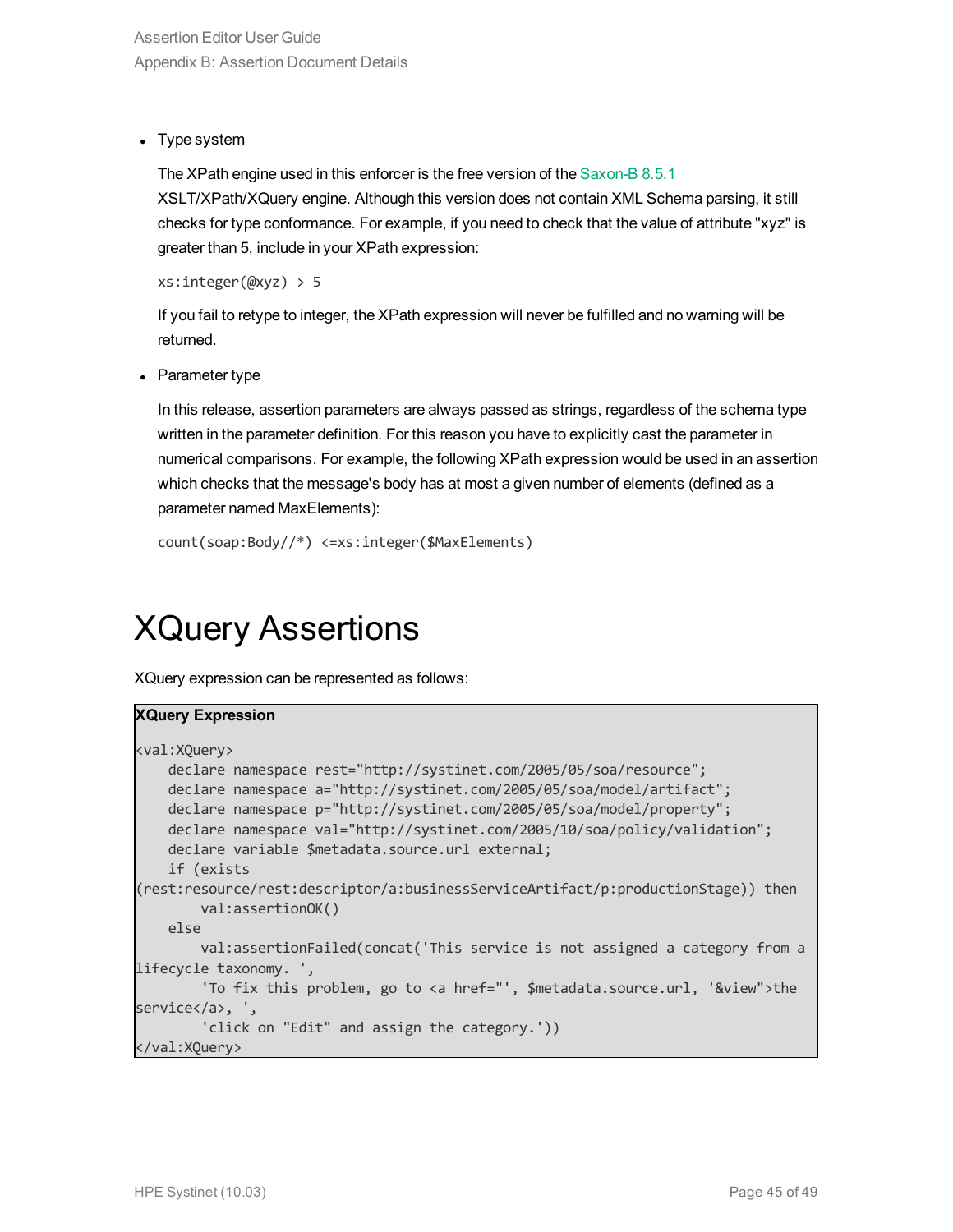- Type system

  The XPath engine used in this enforcer is the free version of the Saxon-B 8.5.1 XSLT/XPath/XQuery engine. Although this version does not contain XML Schema parsing, it still checks for type conformance. For example, if you need to check that the value of attribute "xyz" is greater than 5, include in your XPath expression:

  ```
  xs:integer(@xyz) > 5
  ```

  If you fail to retype to integer, the XPath expression will never be fulfilled and no warning will be returned.

- Parameter type

  In this release, assertion parameters are always passed as strings, regardless of the schema type written in the parameter definition. For this reason you have to explicitly cast the parameter in numerical comparisons. For example, the following XPath expression would be used in an assertion which checks that the message's body has at most a given number of elements (defined as a parameter named MaxElements):

  ```
  count(soap:Body//*) <=xs:integer($MaxElements)
  ```

# XQuery Assertions

XQuery expression can be represented as follows:

**XQuery Expression**

```
<val:XQuery>
    declare namespace rest="http://systinet.com/2005/05/soa/resource";
    declare namespace a="http://systinet.com/2005/05/soa/model/artifact";
    declare namespace p="http://systinet.com/2005/05/soa/model/property";
    declare namespace val="http://systinet.com/2005/10/soa/policy/validation";
    declare variable $metadata.source.url external;
    if (exists
(rest:resource/rest:descriptor/a:businessServiceArtifact/p:productionStage)) then
        val:assertionOK()
    else
        val:assertionFailed(concat('This service is not assigned a category from a
lifecycle taxonomy. ',
        'To fix this problem, go to <a href="', $metadata.source.url, '&view">the
service</a>, ',
        'click on "Edit" and assign the category.'))
</val:XQuery>
```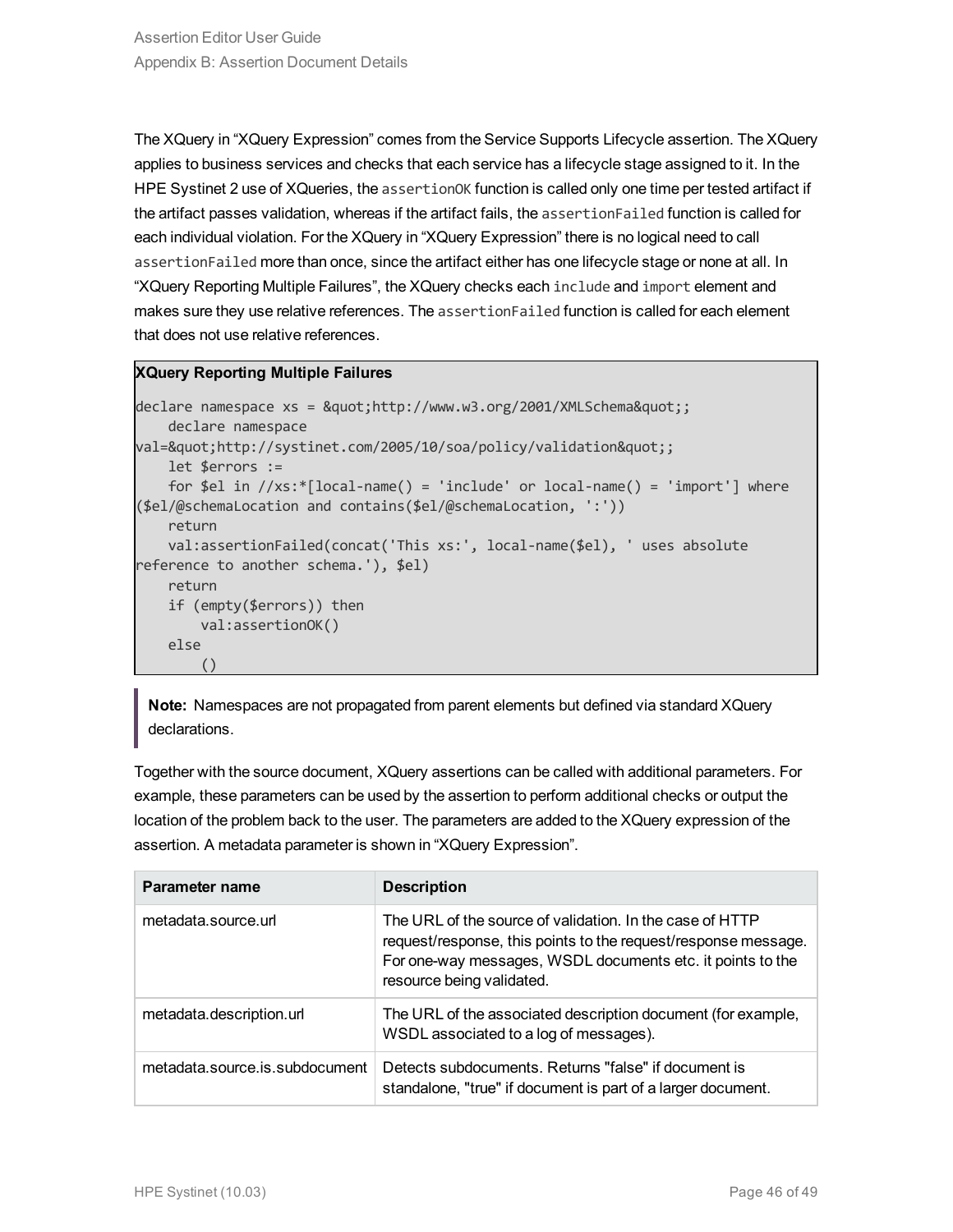The XQuery in "XQuery Expression" comes from the Service Supports Lifecycle assertion. The XQuery applies to business services and checks that each service has a lifecycle stage assigned to it. In the HPE Systinet 2 use of XQueries, the `assertionOK` function is called only one time per tested artifact if the artifact passes validation, whereas if the artifact fails, the `assertionFailed` function is called for each individual violation. For the XQuery in "XQuery Expression" there is no logical need to call `assertionFailed` more than once, since the artifact either has one lifecycle stage or none at all. In "XQuery Reporting Multiple Failures", the XQuery checks each `include` and `import` element and makes sure they use relative references. The `assertionFailed` function is called for each element that does not use relative references.

**XQuery Reporting Multiple Failures**

```
declare namespace xs = &quot;http://www.w3.org/2001/XMLSchema&quot;;
    declare namespace
val=&quot;http://systinet.com/2005/10/soa/policy/validation&quot;;
    let $errors :=
    for $el in //xs:*[local-name() = 'include' or local-name() = 'import'] where
($el/@schemaLocation and contains($el/@schemaLocation, ':'))
    return
    val:assertionFailed(concat('This xs:', local-name($el), ' uses absolute
reference to another schema.'), $el)
    return
    if (empty($errors)) then
        val:assertionOK()
    else
        ()
```

> **Note:** Namespaces are not propagated from parent elements but defined via standard XQuery declarations.

Together with the source document, XQuery assertions can be called with additional parameters. For example, these parameters can be used by the assertion to perform additional checks or output the location of the problem back to the user. The parameters are added to the XQuery expression of the assertion. A metadata parameter is shown in "XQuery Expression".

| Parameter name | Description |
| --- | --- |
| metadata.source.url | The URL of the source of validation. In the case of HTTP request/response, this points to the request/response message. For one-way messages, WSDL documents etc. it points to the resource being validated. |
| metadata.description.url | The URL of the associated description document (for example, WSDL associated to a log of messages). |
| metadata.source.is.subdocument | Detects subdocuments. Returns "false" if document is standalone, "true" if document is part of a larger document. |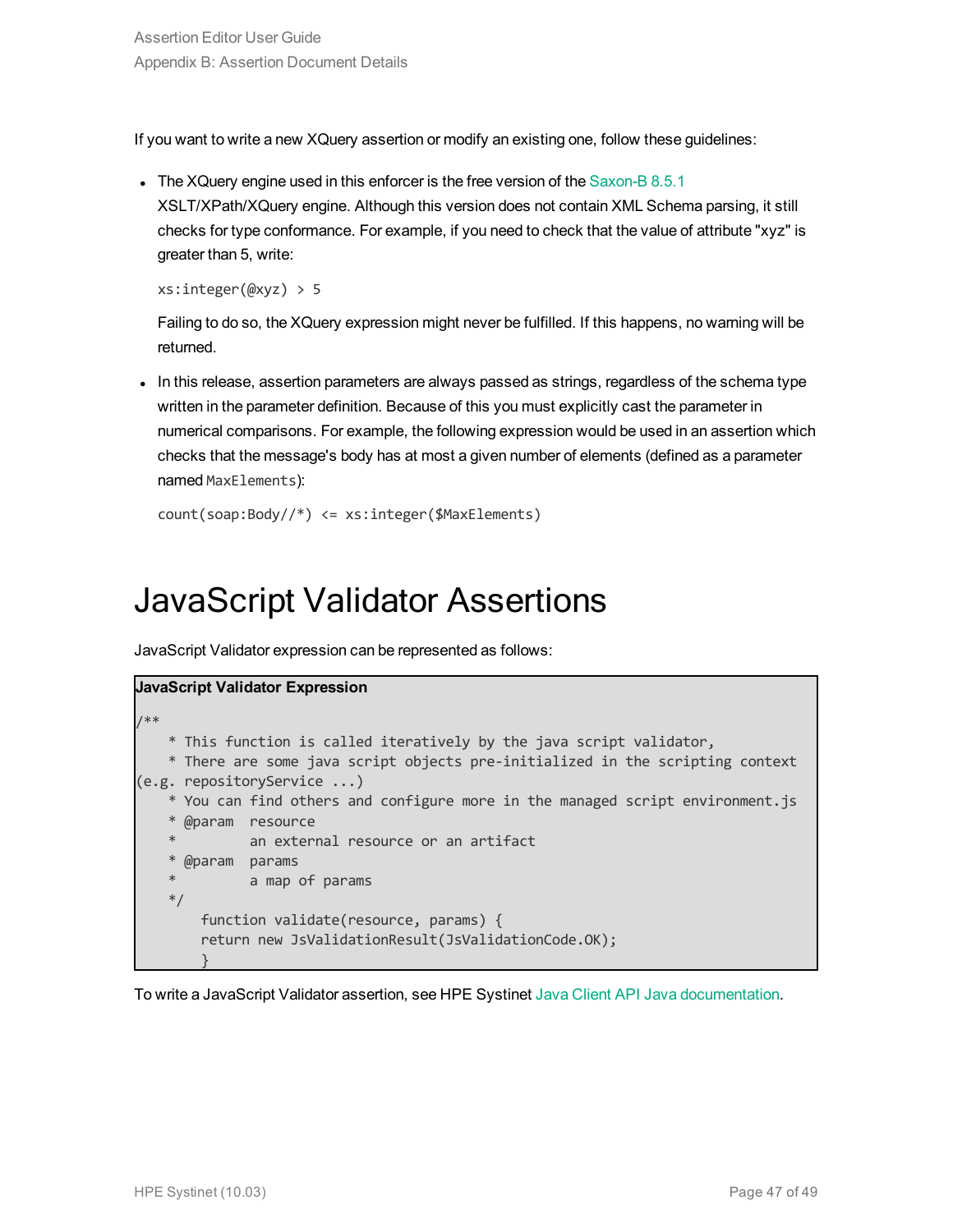If you want to write a new XQuery assertion or modify an existing one, follow these guidelines:

- The XQuery engine used in this enforcer is the free version of the Saxon-B 8.5.1 XSLT/XPath/XQuery engine. Although this version does not contain XML Schema parsing, it still checks for type conformance. For example, if you need to check that the value of attribute "xyz" is greater than 5, write:

  ```
  xs:integer(@xyz) > 5
  ```

  Failing to do so, the XQuery expression might never be fulfilled. If this happens, no warning will be returned.

- In this release, assertion parameters are always passed as strings, regardless of the schema type written in the parameter definition. Because of this you must explicitly cast the parameter in numerical comparisons. For example, the following expression would be used in an assertion which checks that the message's body has at most a given number of elements (defined as a parameter named `MaxElements`):

  ```
  count(soap:Body//*) <= xs:integer($MaxElements)
  ```

# JavaScript Validator Assertions

JavaScript Validator expression can be represented as follows:

**JavaScript Validator Expression**

```
/**
    * This function is called iteratively by the java script validator,
    * There are some java script objects pre-initialized in the scripting context
(e.g. repositoryService ...)
    * You can find others and configure more in the managed script environment.js
    * @param  resource
    *         an external resource or an artifact
    * @param  params
    *         a map of params
    */
        function validate(resource, params) {
        return new JsValidationResult(JsValidationCode.OK);
        }
```

To write a JavaScript Validator assertion, see HPE Systinet Java Client API Java documentation.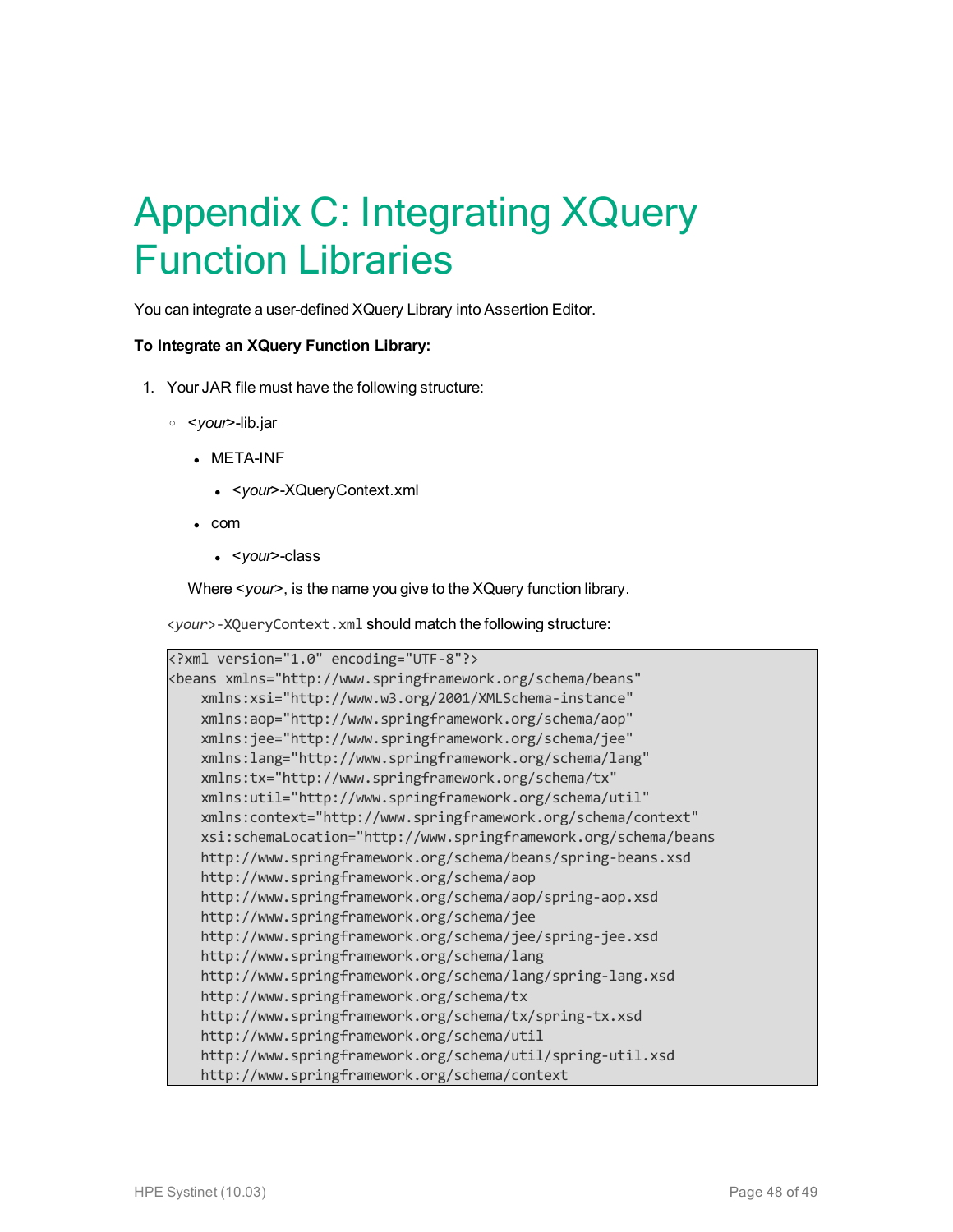# Appendix C: Integrating XQuery Function Libraries

You can integrate a user-defined XQuery Library into Assertion Editor.

**To Integrate an XQuery Function Library:**

1. Your JAR file must have the following structure:
   - <*your*>-lib.jar
     - META-INF
       - <*your*>-XQueryContext.xml
     - com
       - <*your*>-class

   Where <*your*>, is the name you give to the XQuery function library.

   `<your>-XQueryContext.xml` should match the following structure:

```
<?xml version="1.0" encoding="UTF-8"?>
<beans xmlns="http://www.springframework.org/schema/beans"
    xmlns:xsi="http://www.w3.org/2001/XMLSchema-instance"
    xmlns:aop="http://www.springframework.org/schema/aop"
    xmlns:jee="http://www.springframework.org/schema/jee"
    xmlns:lang="http://www.springframework.org/schema/lang"
    xmlns:tx="http://www.springframework.org/schema/tx"
    xmlns:util="http://www.springframework.org/schema/util"
    xmlns:context="http://www.springframework.org/schema/context"
    xsi:schemaLocation="http://www.springframework.org/schema/beans
    http://www.springframework.org/schema/beans/spring-beans.xsd
    http://www.springframework.org/schema/aop
    http://www.springframework.org/schema/aop/spring-aop.xsd
    http://www.springframework.org/schema/jee
    http://www.springframework.org/schema/jee/spring-jee.xsd
    http://www.springframework.org/schema/lang
    http://www.springframework.org/schema/lang/spring-lang.xsd
    http://www.springframework.org/schema/tx
    http://www.springframework.org/schema/tx/spring-tx.xsd
    http://www.springframework.org/schema/util
    http://www.springframework.org/schema/util/spring-util.xsd
    http://www.springframework.org/schema/context
```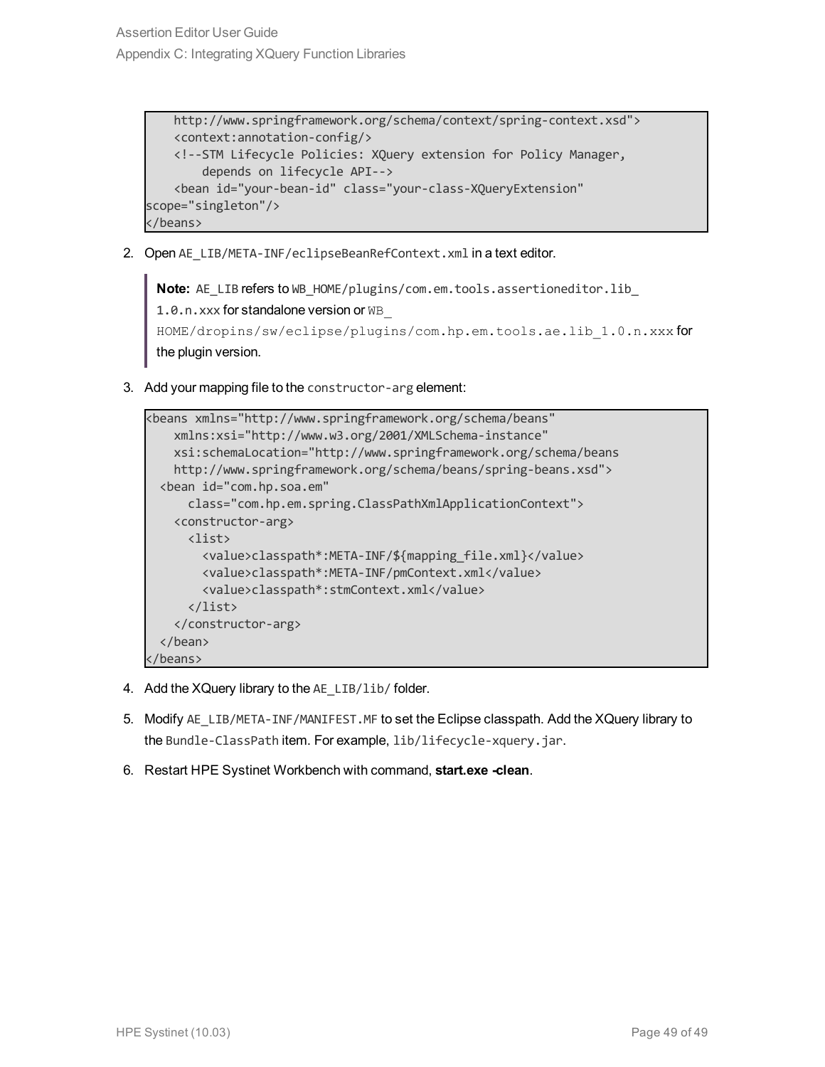```
    http://www.springframework.org/schema/context/spring-context.xsd">
    <context:annotation-config/>
    <!--STM Lifecycle Policies: XQuery extension for Policy Manager,
        depends on lifecycle API-->
    <bean id="your-bean-id" class="your-class-XQueryExtension"
scope="singleton"/>
</beans>
```

2. Open `AE_LIB/META-INF/eclipseBeanRefContext.xml` in a text editor.

   > **Note:** `AE_LIB` refers to `WB_HOME/plugins/com.em.tools.assertioneditor.lib_1.0.n.xxx` for standalone version or `WB_HOME/dropins/sw/eclipse/plugins/com.hp.em.tools.ae.lib_1.0.n.xxx` for the plugin version.

3. Add your mapping file to the `constructor-arg` element:

```
<beans xmlns="http://www.springframework.org/schema/beans"
    xmlns:xsi="http://www.w3.org/2001/XMLSchema-instance"
    xsi:schemaLocation="http://www.springframework.org/schema/beans
    http://www.springframework.org/schema/beans/spring-beans.xsd">
  <bean id="com.hp.soa.em"
      class="com.hp.em.spring.ClassPathXmlApplicationContext">
    <constructor-arg>
      <list>
        <value>classpath*:META-INF/${mapping_file.xml}</value>
        <value>classpath*:META-INF/pmContext.xml</value>
        <value>classpath*:stmContext.xml</value>
      </list>
    </constructor-arg>
  </bean>
</beans>
```

4. Add the XQuery library to the `AE_LIB/lib/` folder.

5. Modify `AE_LIB/META-INF/MANIFEST.MF` to set the Eclipse classpath. Add the XQuery library to the `Bundle-ClassPath` item. For example, `lib/lifecycle-xquery.jar`.

6. Restart HPE Systinet Workbench with command, **start.exe -clean**.